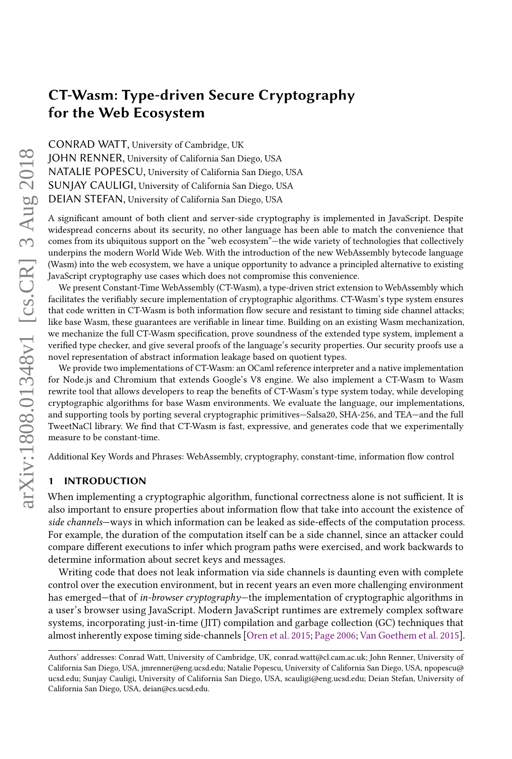# CT-Wasm: Type-driven Secure Cryptography for the Web Ecosystem

CONRAD WATT, University of Cambridge, UK
JOHN RENNER, University of California San Diego, USA
NATALIE POPESCU, University of California San Diego, USA
SUNJAY CAULIGI, University of California San Diego, USA
DEIAN STEFAN, University of California San Diego, USA

A significant amount of both client and server-side cryptography is implemented in JavaScript. Despite widespread concerns about its security, no other language has been able to match the convenience that comes from its ubiquitous support on the "web ecosystem"—the wide variety of technologies that collectively underpins the modern World Wide Web. With the introduction of the new WebAssembly bytecode language (Wasm) into the web ecosystem, we have a unique opportunity to advance a principled alternative to existing JavaScript cryptography use cases which does not compromise this convenience.

We present Constant-Time WebAssembly (CT-Wasm), a type-driven strict extension to WebAssembly which facilitates the verifiably secure implementation of cryptographic algorithms. CT-Wasm's type system ensures that code written in CT-Wasm is both information flow secure and resistant to timing side channel attacks; like base Wasm, these guarantees are verifiable in linear time. Building on an existing Wasm mechanization, we mechanize the full CT-Wasm specification, prove soundness of the extended type system, implement a verified type checker, and give several proofs of the language's security properties. Our security proofs use a novel representation of abstract information leakage based on quotient types.

We provide two implementations of CT-Wasm: an OCaml reference interpreter and a native implementation for Node.js and Chromium that extends Google's V8 engine. We also implement a CT-Wasm to Wasm rewrite tool that allows developers to reap the benefits of CT-Wasm's type system today, while developing cryptographic algorithms for base Wasm environments. We evaluate the language, our implementations, and supporting tools by porting several cryptographic primitives—Salsa20, SHA-256, and TEA—and the full TweetNaCl library. We find that CT-Wasm is fast, expressive, and generates code that we experimentally measure to be constant-time.

Additional Key Words and Phrases: WebAssembly, cryptography, constant-time, information flow control

## 1 INTRODUCTION

When implementing a cryptographic algorithm, functional correctness alone is not sufficient. It is also important to ensure properties about information flow that take into account the existence of *side channels*—ways in which information can be leaked as side-effects of the computation process. For example, the duration of the computation itself can be a side channel, since an attacker could compare different executions to infer which program paths were exercised, and work backwards to determine information about secret keys and messages.

Writing code that does not leak information via side channels is daunting even with complete control over the execution environment, but in recent years an even more challenging environment has emerged—that of *in-browser cryptography*—the implementation of cryptographic algorithms in a user's browser using JavaScript. Modern JavaScript runtimes are extremely complex software systems, incorporating just-in-time (JIT) compilation and garbage collection (GC) techniques that almost inherently expose timing side-channels [Oren et al. 2015; Page 2006; Van Goethem et al. 2015].

Authors' addresses: Conrad Watt, University of Cambridge, UK, conrad.watt@cl.cam.ac.uk; John Renner, University of California San Diego, USA, jmrenner@eng.ucsd.edu; Natalie Popescu, University of California San Diego, USA, npopescu@ucsd.edu; Sunjay Cauligi, University of California San Diego, USA, scauligi@eng.ucsd.edu; Deian Stefan, University of California San Diego, USA, deian@cs.ucsd.edu.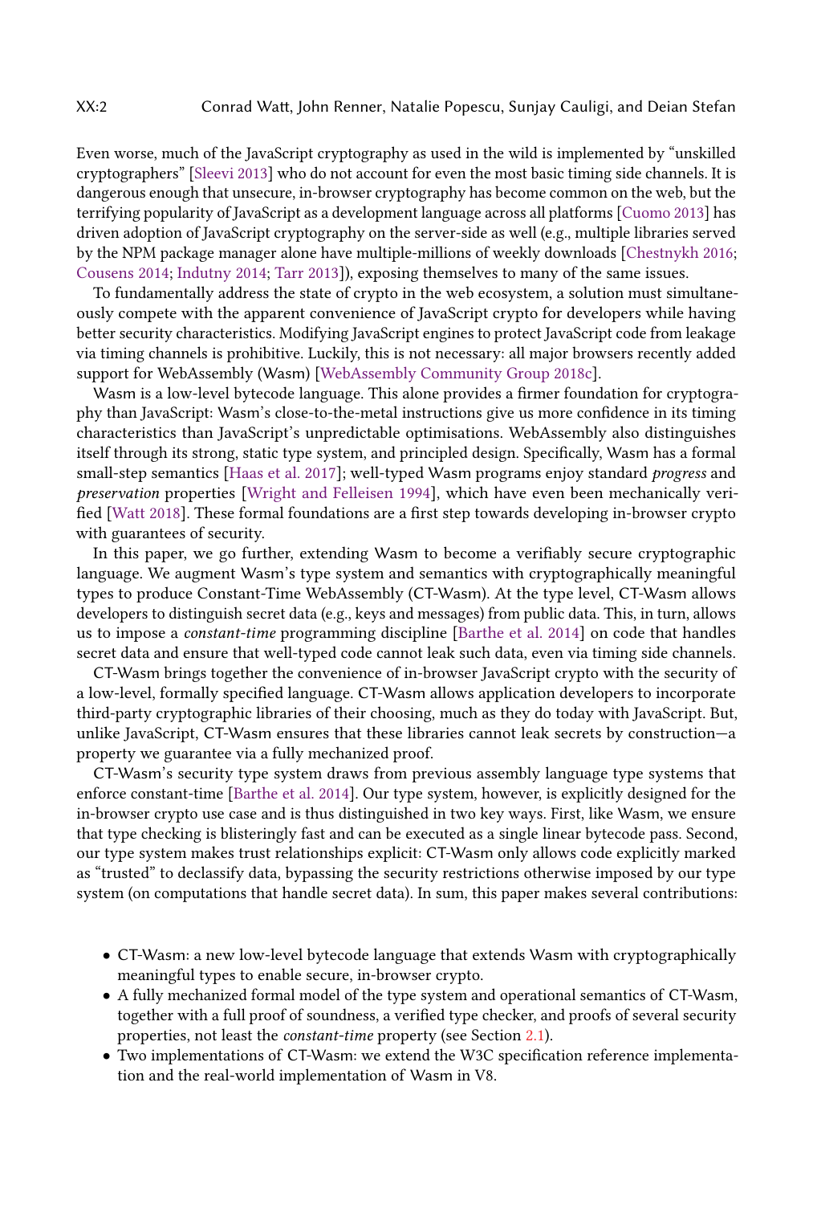Even worse, much of the JavaScript cryptography as used in the wild is implemented by "unskilled cryptographers" [Sleevi 2013] who do not account for even the most basic timing side channels. It is dangerous enough that unsecure, in-browser cryptography has become common on the web, but the terrifying popularity of JavaScript as a development language across all platforms [Cuomo 2013] has driven adoption of JavaScript cryptography on the server-side as well (e.g., multiple libraries served by the NPM package manager alone have multiple-millions of weekly downloads [Chestnykh 2016; Cousens 2014; Indutny 2014; Tarr 2013]), exposing themselves to many of the same issues.

To fundamentally address the state of crypto in the web ecosystem, a solution must simultaneously compete with the apparent convenience of JavaScript crypto for developers while having better security characteristics. Modifying JavaScript engines to protect JavaScript code from leakage via timing channels is prohibitive. Luckily, this is not necessary: all major browsers recently added support for WebAssembly (Wasm) [WebAssembly Community Group 2018c].

Wasm is a low-level bytecode language. This alone provides a firmer foundation for cryptography than JavaScript: Wasm's close-to-the-metal instructions give us more confidence in its timing characteristics than JavaScript's unpredictable optimisations. WebAssembly also distinguishes itself through its strong, static type system, and principled design. Specifically, Wasm has a formal small-step semantics [Haas et al. 2017]; well-typed Wasm programs enjoy standard *progress* and *preservation* properties [Wright and Felleisen 1994], which have even been mechanically verified [Watt 2018]. These formal foundations are a first step towards developing in-browser crypto with guarantees of security.

In this paper, we go further, extending Wasm to become a verifiably secure cryptographic language. We augment Wasm's type system and semantics with cryptographically meaningful types to produce Constant-Time WebAssembly (CT-Wasm). At the type level, CT-Wasm allows developers to distinguish secret data (e.g., keys and messages) from public data. This, in turn, allows us to impose a *constant-time* programming discipline [Barthe et al. 2014] on code that handles secret data and ensure that well-typed code cannot leak such data, even via timing side channels.

CT-Wasm brings together the convenience of in-browser JavaScript crypto with the security of a low-level, formally specified language. CT-Wasm allows application developers to incorporate third-party cryptographic libraries of their choosing, much as they do today with JavaScript. But, unlike JavaScript, CT-Wasm ensures that these libraries cannot leak secrets by construction—a property we guarantee via a fully mechanized proof.

CT-Wasm's security type system draws from previous assembly language type systems that enforce constant-time [Barthe et al. 2014]. Our type system, however, is explicitly designed for the in-browser crypto use case and is thus distinguished in two key ways. First, like Wasm, we ensure that type checking is blisteringly fast and can be executed as a single linear bytecode pass. Second, our type system makes trust relationships explicit: CT-Wasm only allows code explicitly marked as "trusted" to declassify data, bypassing the security restrictions otherwise imposed by our type system (on computations that handle secret data). In sum, this paper makes several contributions:

- CT-Wasm: a new low-level bytecode language that extends Wasm with cryptographically meaningful types to enable secure, in-browser crypto.
- A fully mechanized formal model of the type system and operational semantics of CT-Wasm, together with a full proof of soundness, a verified type checker, and proofs of several security properties, not least the *constant-time* property (see Section 2.1).
- Two implementations of CT-Wasm: we extend the W3C specification reference implementation and the real-world implementation of Wasm in V8.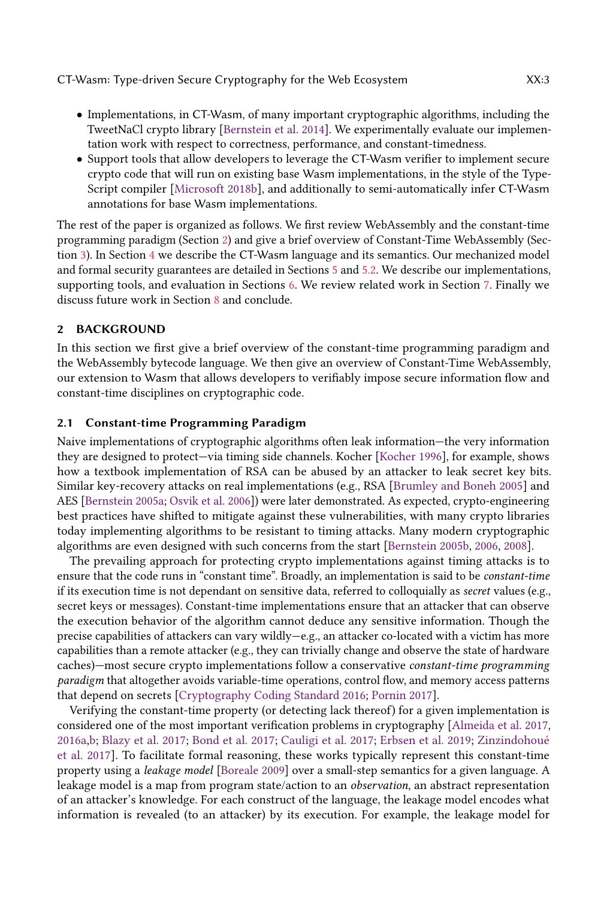- Implementations, in CT-Wasm, of many important cryptographic algorithms, including the TweetNaCl crypto library [Bernstein et al. 2014]. We experimentally evaluate our implementation work with respect to correctness, performance, and constant-timedness.
- Support tools that allow developers to leverage the CT-Wasm verifier to implement secure crypto code that will run on existing base Wasm implementations, in the style of the TypeScript compiler [Microsoft 2018b], and additionally to semi-automatically infer CT-Wasm annotations for base Wasm implementations.

The rest of the paper is organized as follows. We first review WebAssembly and the constant-time programming paradigm (Section 2) and give a brief overview of Constant-Time WebAssembly (Section 3). In Section 4 we describe the CT-Wasm language and its semantics. Our mechanized model and formal security guarantees are detailed in Sections 5 and 5.2. We describe our implementations, supporting tools, and evaluation in Sections 6. We review related work in Section 7. Finally we discuss future work in Section 8 and conclude.

## 2 BACKGROUND

In this section we first give a brief overview of the constant-time programming paradigm and the WebAssembly bytecode language. We then give an overview of Constant-Time WebAssembly, our extension to Wasm that allows developers to verifiably impose secure information flow and constant-time disciplines on cryptographic code.

### 2.1 Constant-time Programming Paradigm

Naive implementations of cryptographic algorithms often leak information—the very information they are designed to protect—via timing side channels. Kocher [Kocher 1996], for example, shows how a textbook implementation of RSA can be abused by an attacker to leak secret key bits. Similar key-recovery attacks on real implementations (e.g., RSA [Brumley and Boneh 2005] and AES [Bernstein 2005a; Osvik et al. 2006]) were later demonstrated. As expected, crypto-engineering best practices have shifted to mitigate against these vulnerabilities, with many crypto libraries today implementing algorithms to be resistant to timing attacks. Many modern cryptographic algorithms are even designed with such concerns from the start [Bernstein 2005b, 2006, 2008].

The prevailing approach for protecting crypto implementations against timing attacks is to ensure that the code runs in "constant time". Broadly, an implementation is said to be *constant-time* if its execution time is not dependant on sensitive data, referred to colloquially as *secret* values (e.g., secret keys or messages). Constant-time implementations ensure that an attacker that can observe the execution behavior of the algorithm cannot deduce any sensitive information. Though the precise capabilities of attackers can vary wildly—e.g., an attacker co-located with a victim has more capabilities than a remote attacker (e.g., they can trivially change and observe the state of hardware caches)—most secure crypto implementations follow a conservative *constant-time programming paradigm* that altogether avoids variable-time operations, control flow, and memory access patterns that depend on secrets [Cryptography Coding Standard 2016; Pornin 2017].

Verifying the constant-time property (or detecting lack thereof) for a given implementation is considered one of the most important verification problems in cryptography [Almeida et al. 2017, 2016a,b; Blazy et al. 2017; Bond et al. 2017; Cauligi et al. 2017; Erbsen et al. 2019; Zinzindohoué et al. 2017]. To facilitate formal reasoning, these works typically represent this constant-time property using a *leakage model* [Boreale 2009] over a small-step semantics for a given language. A leakage model is a map from program state/action to an *observation*, an abstract representation of an attacker's knowledge. For each construct of the language, the leakage model encodes what information is revealed (to an attacker) by its execution. For example, the leakage model for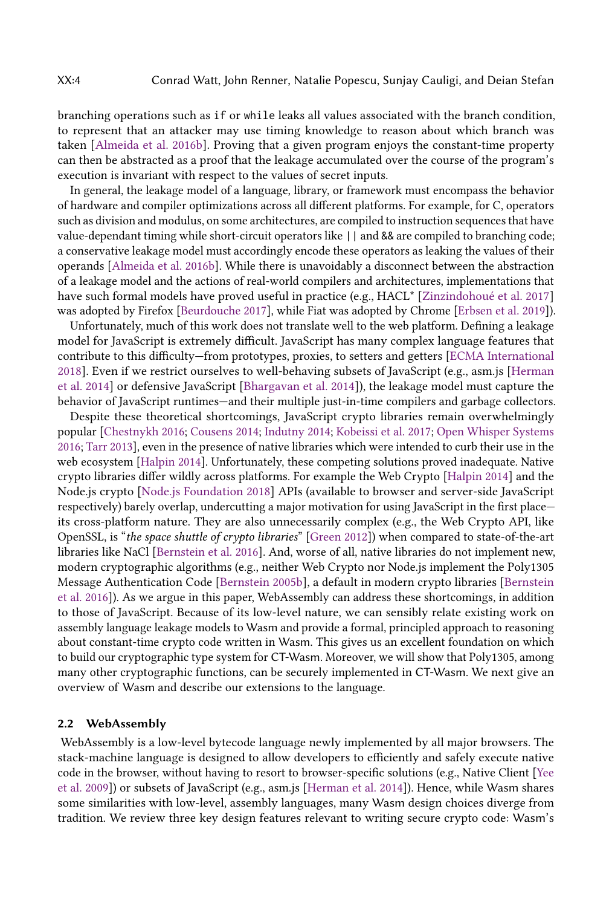branching operations such as `if` or `while` leaks all values associated with the branch condition, to represent that an attacker may use timing knowledge to reason about which branch was taken [Almeida et al. 2016b]. Proving that a given program enjoys the constant-time property can then be abstracted as a proof that the leakage accumulated over the course of the program's execution is invariant with respect to the values of secret inputs.

In general, the leakage model of a language, library, or framework must encompass the behavior of hardware and compiler optimizations across all different platforms. For example, for C, operators such as division and modulus, on some architectures, are compiled to instruction sequences that have value-dependant timing while short-circuit operators like `||` and `&&` are compiled to branching code; a conservative leakage model must accordingly encode these operators as leaking the values of their operands [Almeida et al. 2016b]. While there is unavoidably a disconnect between the abstraction of a leakage model and the actions of real-world compilers and architectures, implementations that have such formal models have proved useful in practice (e.g., HACL* [Zinzindohoué et al. 2017] was adopted by Firefox [Beurdouche 2017], while Fiat was adopted by Chrome [Erbsen et al. 2019]).

Unfortunately, much of this work does not translate well to the web platform. Defining a leakage model for JavaScript is extremely difficult. JavaScript has many complex language features that contribute to this difficulty—from prototypes, proxies, to setters and getters [ECMA International 2018]. Even if we restrict ourselves to well-behaving subsets of JavaScript (e.g., asm.js [Herman et al. 2014] or defensive JavaScript [Bhargavan et al. 2014]), the leakage model must capture the behavior of JavaScript runtimes—and their multiple just-in-time compilers and garbage collectors.

Despite these theoretical shortcomings, JavaScript crypto libraries remain overwhelmingly popular [Chestnykh 2016; Cousens 2014; Indutny 2014; Kobeissi et al. 2017; Open Whisper Systems 2016; Tarr 2013], even in the presence of native libraries which were intended to curb their use in the web ecosystem [Halpin 2014]. Unfortunately, these competing solutions proved inadequate. Native crypto libraries differ wildly across platforms. For example the Web Crypto [Halpin 2014] and the Node.js crypto [Node.js Foundation 2018] APIs (available to browser and server-side JavaScript respectively) barely overlap, undercutting a major motivation for using JavaScript in the first place—its cross-platform nature. They are also unnecessarily complex (e.g., the Web Crypto API, like OpenSSL, is "*the space shuttle of crypto libraries*" [Green 2012]) when compared to state-of-the-art libraries like NaCl [Bernstein et al. 2016]. And, worse of all, native libraries do not implement new, modern cryptographic algorithms (e.g., neither Web Crypto nor Node.js implement the Poly1305 Message Authentication Code [Bernstein 2005b], a default in modern crypto libraries [Bernstein et al. 2016]). As we argue in this paper, WebAssembly can address these shortcomings, in addition to those of JavaScript. Because of its low-level nature, we can sensibly relate existing work on assembly language leakage models to Wasm and provide a formal, principled approach to reasoning about constant-time crypto code written in Wasm. This gives us an excellent foundation on which to build our cryptographic type system for CT-Wasm. Moreover, we will show that Poly1305, among many other cryptographic functions, can be securely implemented in CT-Wasm. We next give an overview of Wasm and describe our extensions to the language.

### 2.2 WebAssembly

WebAssembly is a low-level bytecode language newly implemented by all major browsers. The stack-machine language is designed to allow developers to efficiently and safely execute native code in the browser, without having to resort to browser-specific solutions (e.g., Native Client [Yee et al. 2009]) or subsets of JavaScript (e.g., asm.js [Herman et al. 2014]). Hence, while Wasm shares some similarities with low-level, assembly languages, many Wasm design choices diverge from tradition. We review three key design features relevant to writing secure crypto code: Wasm's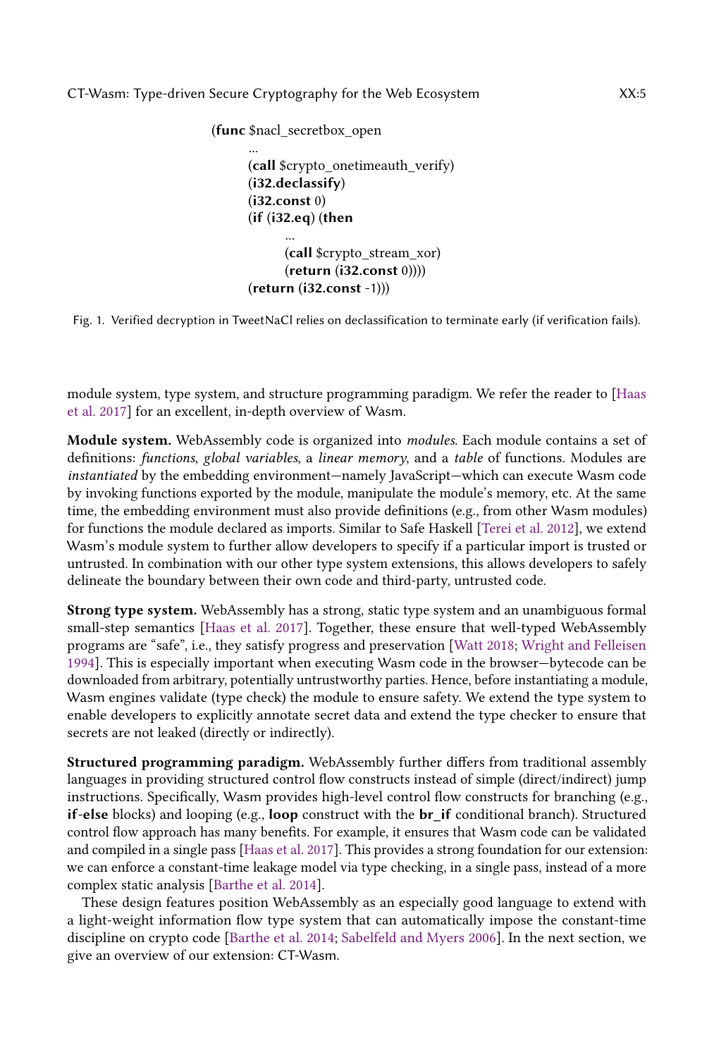```
(func $nacl_secretbox_open
    ...
    (call $crypto_onetimeauth_verify)
    (i32.declassify)
    (i32.const 0)
    (if (i32.eq) (then
        ...
        (call $crypto_stream_xor)
        (return (i32.const 0))))
    (return (i32.const -1)))
```

Fig. 1. Verified decryption in TweetNaCl relies on declassification to terminate early (if verification fails).

module system, type system, and structure programming paradigm. We refer the reader to [Haas et al. 2017] for an excellent, in-depth overview of Wasm.

**Module system.** WebAssembly code is organized into *modules*. Each module contains a set of definitions: *functions*, *global variables*, a *linear memory*, and a *table* of functions. Modules are *instantiated* by the embedding environment—namely JavaScript—which can execute Wasm code by invoking functions exported by the module, manipulate the module's memory, etc. At the same time, the embedding environment must also provide definitions (e.g., from other Wasm modules) for functions the module declared as imports. Similar to Safe Haskell [Terei et al. 2012], we extend Wasm's module system to further allow developers to specify if a particular import is trusted or untrusted. In combination with our other type system extensions, this allows developers to safely delineate the boundary between their own code and third-party, untrusted code.

**Strong type system.** WebAssembly has a strong, static type system and an unambiguous formal small-step semantics [Haas et al. 2017]. Together, these ensure that well-typed WebAssembly programs are "safe", i.e., they satisfy progress and preservation [Watt 2018; Wright and Felleisen 1994]. This is especially important when executing Wasm code in the browser—bytecode can be downloaded from arbitrary, potentially untrustworthy parties. Hence, before instantiating a module, Wasm engines validate (type check) the module to ensure safety. We extend the type system to enable developers to explicitly annotate secret data and extend the type checker to ensure that secrets are not leaked (directly or indirectly).

**Structured programming paradigm.** WebAssembly further differs from traditional assembly languages in providing structured control flow constructs instead of simple (direct/indirect) jump instructions. Specifically, Wasm provides high-level control flow constructs for branching (e.g., **if-else** blocks) and looping (e.g., **loop** construct with the **br_if** conditional branch). Structured control flow approach has many benefits. For example, it ensures that Wasm code can be validated and compiled in a single pass [Haas et al. 2017]. This provides a strong foundation for our extension: we can enforce a constant-time leakage model via type checking, in a single pass, instead of a more complex static analysis [Barthe et al. 2014].

These design features position WebAssembly as an especially good language to extend with a light-weight information flow type system that can automatically impose the constant-time discipline on crypto code [Barthe et al. 2014; Sabelfeld and Myers 2006]. In the next section, we give an overview of our extension: CT-Wasm.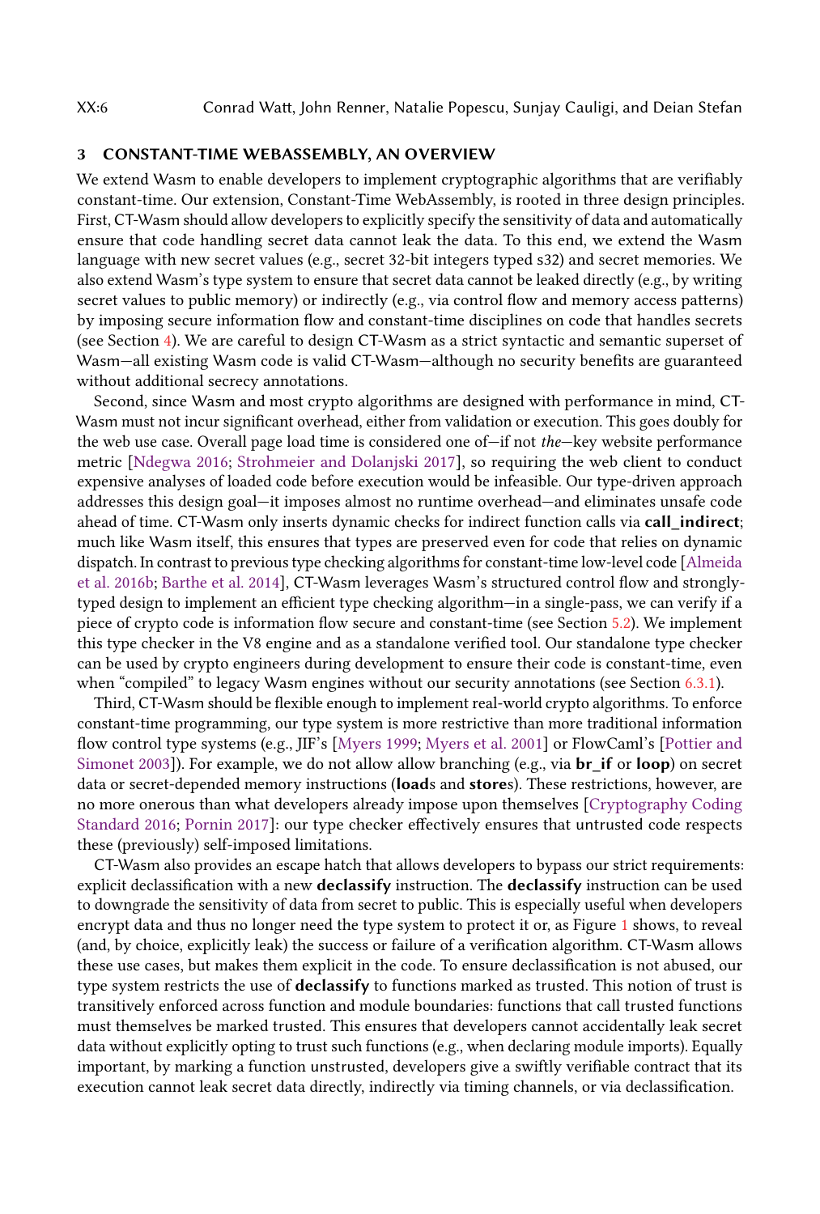## 3 CONSTANT-TIME WEBASSEMBLY, AN OVERVIEW

We extend Wasm to enable developers to implement cryptographic algorithms that are verifiably constant-time. Our extension, Constant-Time WebAssembly, is rooted in three design principles. First, CT-Wasm should allow developers to explicitly specify the sensitivity of data and automatically ensure that code handling secret data cannot leak the data. To this end, we extend the Wasm language with new secret values (e.g., secret 32-bit integers typed s32) and secret memories. We also extend Wasm's type system to ensure that secret data cannot be leaked directly (e.g., by writing secret values to public memory) or indirectly (e.g., via control flow and memory access patterns) by imposing secure information flow and constant-time disciplines on code that handles secrets (see Section 4). We are careful to design CT-Wasm as a strict syntactic and semantic superset of Wasm—all existing Wasm code is valid CT-Wasm—although no security benefits are guaranteed without additional secrecy annotations.

Second, since Wasm and most crypto algorithms are designed with performance in mind, CT-Wasm must not incur significant overhead, either from validation or execution. This goes doubly for the web use case. Overall page load time is considered one of—if not *the*—key website performance metric [Ndegwa 2016; Strohmeier and Dolanjski 2017], so requiring the web client to conduct expensive analyses of loaded code before execution would be infeasible. Our type-driven approach addresses this design goal—it imposes almost no runtime overhead—and eliminates unsafe code ahead of time. CT-Wasm only inserts dynamic checks for indirect function calls via **call_indirect**; much like Wasm itself, this ensures that types are preserved even for code that relies on dynamic dispatch. In contrast to previous type checking algorithms for constant-time low-level code [Almeida et al. 2016b; Barthe et al. 2014], CT-Wasm leverages Wasm's structured control flow and strongly-typed design to implement an efficient type checking algorithm—in a single-pass, we can verify if a piece of crypto code is information flow secure and constant-time (see Section 5.2). We implement this type checker in the V8 engine and as a standalone verified tool. Our standalone type checker can be used by crypto engineers during development to ensure their code is constant-time, even when "compiled" to legacy Wasm engines without our security annotations (see Section 6.3.1).

Third, CT-Wasm should be flexible enough to implement real-world crypto algorithms. To enforce constant-time programming, our type system is more restrictive than more traditional information flow control type systems (e.g., JIF's [Myers 1999; Myers et al. 2001] or FlowCaml's [Pottier and Simonet 2003]). For example, we do not allow allow branching (e.g., via **br_if** or **loop**) on secret data or secret-depended memory instructions (**load**s and **store**s). These restrictions, however, are no more onerous than what developers already impose upon themselves [Cryptography Coding Standard 2016; Pornin 2017]: our type checker effectively ensures that untrusted code respects these (previously) self-imposed limitations.

CT-Wasm also provides an escape hatch that allows developers to bypass our strict requirements: explicit declassification with a new **declassify** instruction. The **declassify** instruction can be used to downgrade the sensitivity of data from secret to public. This is especially useful when developers encrypt data and thus no longer need the type system to protect it or, as Figure 1 shows, to reveal (and, by choice, explicitly leak) the success or failure of a verification algorithm. CT-Wasm allows these use cases, but makes them explicit in the code. To ensure declassification is not abused, our type system restricts the use of **declassify** to functions marked as trusted. This notion of trust is transitively enforced across function and module boundaries: functions that call trusted functions must themselves be marked trusted. This ensures that developers cannot accidentally leak secret data without explicitly opting to trust such functions (e.g., when declaring module imports). Equally important, by marking a function unstrusted, developers give a swiftly verifiable contract that its execution cannot leak secret data directly, indirectly via timing channels, or via declassification.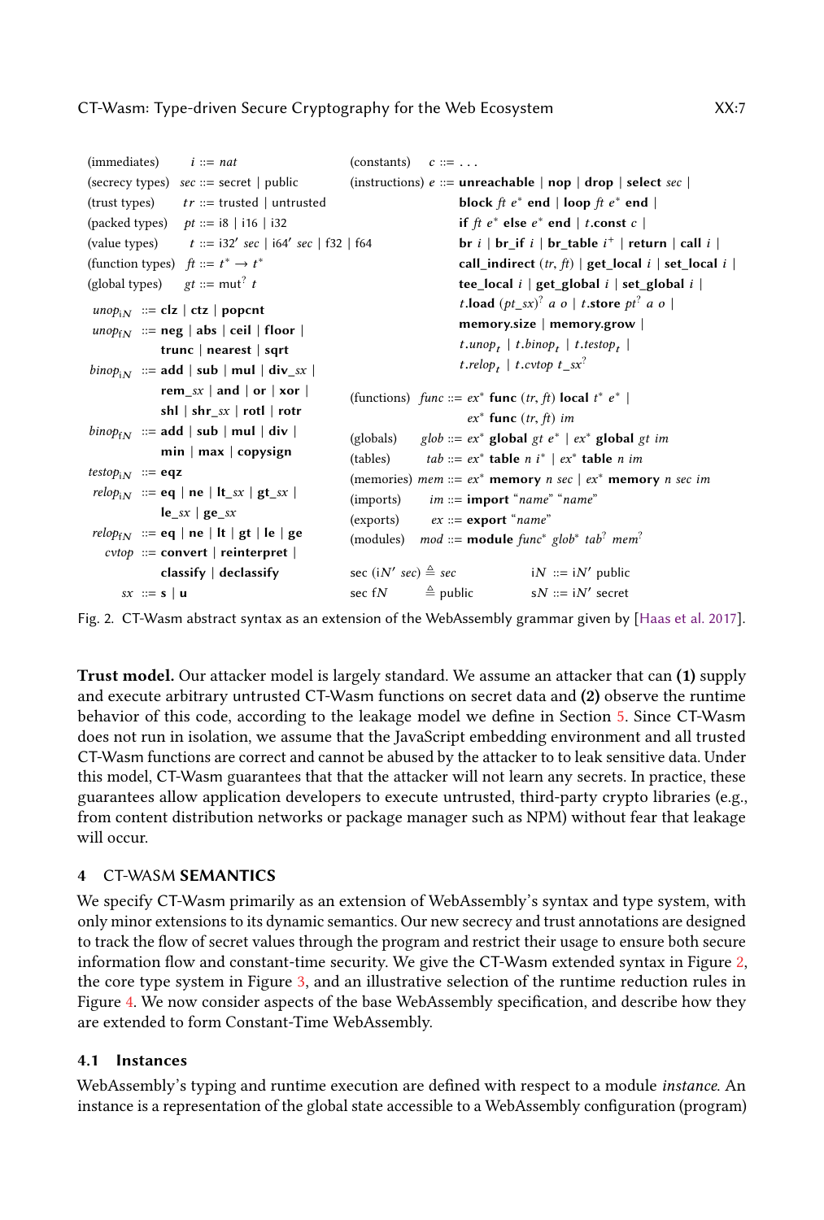$$
\begin{array}{llll}
\text{(immediates)} & i ::= nat & \text{(constants)} & c ::= \ldots \\
\text{(secrecy types)} & sec ::= \textsf{secret} \mid \textsf{public} & \text{(instructions)} & e ::= \textbf{unreachable} \mid \textbf{nop} \mid \textbf{drop} \mid \textbf{select}\ sec \mid \\
\text{(trust types)} & tr ::= \textsf{trusted} \mid \textsf{untrusted} & & \quad \textbf{block}\ ft\ e^*\ \textbf{end} \mid \textbf{loop}\ ft\ e^*\ \textbf{end} \mid \\
\text{(packed types)} & pt ::= \textsf{i8} \mid \textsf{i16} \mid \textsf{i32} & & \quad \textbf{if}\ ft\ e^*\ \textbf{else}\ e^*\ \textbf{end} \mid t\textbf{.const}\ c \mid \\
\text{(value types)} & t ::= \textsf{i32}'\ sec \mid \textsf{i64}'\ sec \mid \textsf{f32} \mid \textsf{f64} & & \quad \textbf{br}\ i \mid \textbf{br\_if}\ i \mid \textbf{br\_table}\ i^+ \mid \textbf{return} \mid \textbf{call}\ i \mid \\
\text{(function types)} & ft ::= t^* \rightarrow t^* & & \quad \textbf{call\_indirect}\ (tr, ft) \mid \textbf{get\_local}\ i \mid \textbf{set\_local}\ i \mid \\
\text{(global types)} & gt ::= \textsf{mut}^?\ t & & \quad \textbf{tee\_local}\ i \mid \textbf{get\_global}\ i \mid \textbf{set\_global}\ i \mid \\
 & & & \quad t\textbf{.load}\ (pt\_sx)^?\ a\ o \mid t\textbf{.store}\ pt^?\ a\ o \mid \\
\end{array}
$$

$$
\begin{array}{ll}
unop_{iN} & ::= \textbf{clz} \mid \textbf{ctz} \mid \textbf{popcnt} \\
unop_{fN} & ::= \textbf{neg} \mid \textbf{abs} \mid \textbf{ceil} \mid \textbf{floor} \mid \textbf{trunc} \mid \textbf{nearest} \mid \textbf{sqrt} \\
binop_{iN} & ::= \textbf{add} \mid \textbf{sub} \mid \textbf{mul} \mid \textbf{div}\_sx \mid \textbf{rem}\_sx \mid \textbf{and} \mid \textbf{or} \mid \textbf{xor} \mid \textbf{shl} \mid \textbf{shr}\_sx \mid \textbf{rotl} \mid \textbf{rotr} \\
binop_{fN} & ::= \textbf{add} \mid \textbf{sub} \mid \textbf{mul} \mid \textbf{div} \mid \textbf{min} \mid \textbf{max} \mid \textbf{copysign} \\
testop_{iN} & ::= \textbf{eqz} \\
relop_{iN} & ::= \textbf{eq} \mid \textbf{ne} \mid \textbf{lt}\_sx \mid \textbf{gt}\_sx \mid \textbf{le}\_sx \mid \textbf{ge}\_sx \\
relop_{fN} & ::= \textbf{eq} \mid \textbf{ne} \mid \textbf{lt} \mid \textbf{gt} \mid \textbf{le} \mid \textbf{ge} \\
cvtop & ::= \textbf{convert} \mid \textbf{reinterpret} \mid \textbf{classify} \mid \textbf{declassify} \\
sx & ::= \textbf{s} \mid \textbf{u}
\end{array}
$$

$$
\begin{array}{ll}
 & \quad \textbf{memory.size} \mid \textbf{memory.grow} \mid \\
 & \quad t.unop_t \mid t.binop_t \mid t.testop_t \mid \\
 & \quad t.relop_t \mid t.cvtop\ t\_sx^? \\
\text{(functions)} & func ::= ex^*\ \textbf{func}\ (tr, ft)\ \textbf{local}\ t^*\ e^* \mid ex^*\ \textbf{func}\ (tr, ft)\ im \\
\text{(globals)} & glob ::= ex^*\ \textbf{global}\ gt\ e^* \mid ex^*\ \textbf{global}\ gt\ im \\
\text{(tables)} & tab ::= ex^*\ \textbf{table}\ n\ i^* \mid ex^*\ \textbf{table}\ n\ im \\
\text{(memories)} & mem ::= ex^*\ \textbf{memory}\ n\ sec \mid ex^*\ \textbf{memory}\ n\ sec\ im \\
\text{(imports)} & im ::= \textbf{import}\ \text{“}name\text{” “}name\text{”} \\
\text{(exports)} & ex ::= \textbf{export}\ \text{“}name\text{”} \\
\text{(modules)} & mod ::= \textbf{module}\ func^*\ glob^*\ tab^?\ mem^?
\end{array}
$$

$$
\begin{array}{llll}
\text{sec}\ (\text{i}N'\ sec) \triangleq sec & & \text{i}N ::= \text{i}N'\ \textsf{public} \\
\text{sec}\ \text{f}N \triangleq \textsf{public} & & \text{s}N ::= \text{i}N'\ \textsf{secret}
\end{array}
$$

Fig. 2. CT-Wasm abstract syntax as an extension of the WebAssembly grammar given by [Haas et al. 2017].

**Trust model.** Our attacker model is largely standard. We assume an attacker that can **(1)** supply and execute arbitrary untrusted CT-Wasm functions on secret data and **(2)** observe the runtime behavior of this code, according to the leakage model we define in Section 5. Since CT-Wasm does not run in isolation, we assume that the JavaScript embedding environment and all trusted CT-Wasm functions are correct and cannot be abused by the attacker to to leak sensitive data. Under this model, CT-Wasm guarantees that that the attacker will not learn any secrets. In practice, these guarantees allow application developers to execute untrusted, third-party crypto libraries (e.g., from content distribution networks or package manager such as NPM) without fear that leakage will occur.

## 4 CT-WASM SEMANTICS

We specify CT-Wasm primarily as an extension of WebAssembly's syntax and type system, with only minor extensions to its dynamic semantics. Our new secrecy and trust annotations are designed to track the flow of secret values through the program and restrict their usage to ensure both secure information flow and constant-time security. We give the CT-Wasm extended syntax in Figure 2, the core type system in Figure 3, and an illustrative selection of the runtime reduction rules in Figure 4. We now consider aspects of the base WebAssembly specification, and describe how they are extended to form Constant-Time WebAssembly.

### 4.1 Instances

WebAssembly's typing and runtime execution are defined with respect to a module *instance*. An instance is a representation of the global state accessible to a WebAssembly configuration (program)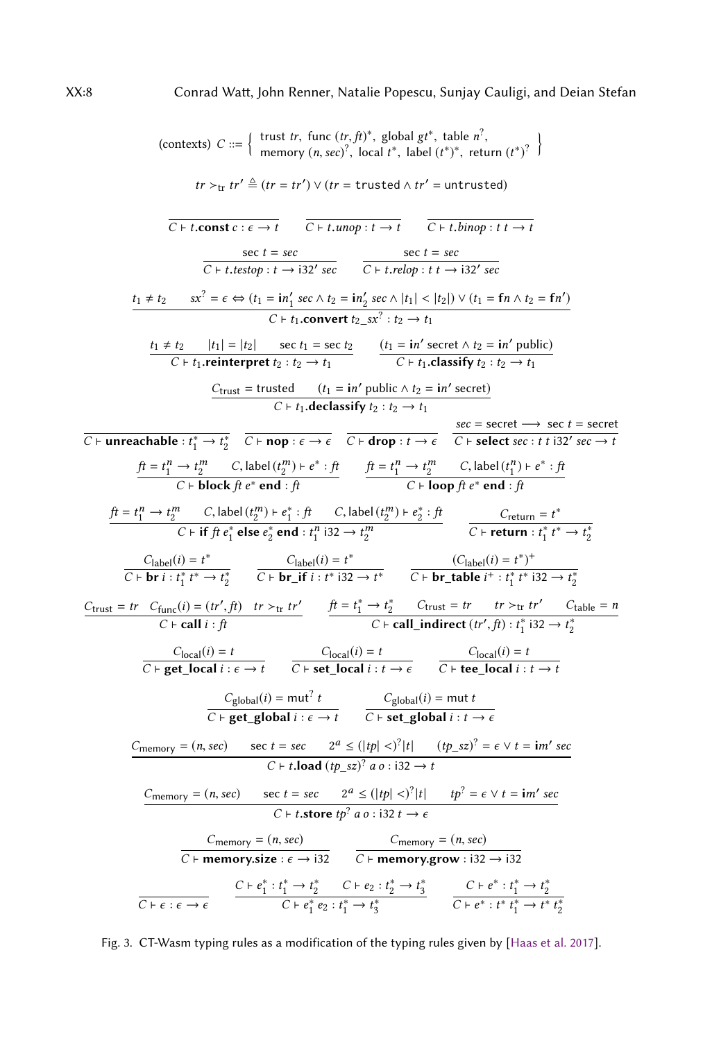$$\text{(contexts)}\ C ::= \left\{ \begin{array}{l} \text{trust } tr,\ \text{func } (tr, ft)^*,\ \text{global } gt^*,\ \text{table } n^?, \\ \text{memory } (n, sec)^?,\ \text{local } t^*,\ \text{label } (t^*)^*,\ \text{return } (t^*)^? \end{array} \right\}$$

$$tr \succ_{\text{tr}} tr' \triangleq (tr = tr') \lor (tr = \texttt{trusted} \land tr' = \texttt{untrusted})$$

$$\frac{}{C \vdash t.\mathbf{const}\ c : \epsilon \to t} \qquad \frac{}{C \vdash t.\mathit{unop} : t \to t} \qquad \frac{}{C \vdash t.\mathit{binop} : t\ t \to t}$$

$$\frac{\text{sec } t = sec}{C \vdash t.\mathit{testop} : t \to \text{i32}'\ sec} \qquad \frac{\text{sec } t = sec}{C \vdash t.\mathit{relop} : t\ t \to \text{i32}'\ sec}$$

$$\frac{t_1 \neq t_2 \qquad sx^? = \epsilon \Leftrightarrow (t_1 = \mathbf{i}n_1'\ sec \land t_2 = \mathbf{i}n_2'\ sec \land |t_1| < |t_2|) \lor (t_1 = \mathbf{f}n \land t_2 = \mathbf{f}n')}{C \vdash t_1.\mathbf{convert}\ t_2\_sx^? : t_2 \to t_1}$$

$$\frac{t_1 \neq t_2 \qquad |t_1| = |t_2| \qquad \text{sec } t_1 = \text{sec } t_2}{C \vdash t_1.\mathbf{reinterpret}\ t_2 : t_2 \to t_1} \qquad \frac{(t_1 = \mathbf{i}n'\ \text{secret} \land t_2 = \mathbf{i}n'\ \text{public})}{C \vdash t_1.\mathbf{classify}\ t_2 : t_2 \to t_1}$$

$$\frac{C_{\text{trust}} = \text{trusted} \qquad (t_1 = \mathbf{i}n'\ \text{public} \land t_2 = \mathbf{i}n'\ \text{secret})}{C \vdash t_1.\mathbf{declassify}\ t_2 : t_2 \to t_1}$$

$$\frac{}{C \vdash \mathbf{unreachable} : t_1^* \to t_2^*} \qquad \frac{}{C \vdash \mathbf{nop} : \epsilon \to \epsilon} \qquad \frac{}{C \vdash \mathbf{drop} : t \to \epsilon} \qquad \frac{sec = \text{secret} \longrightarrow \text{sec } t = \text{secret}}{C \vdash \mathbf{select}\ sec : t\ t\ \text{i32}'\ sec \to t}$$

$$\frac{ft = t_1^n \to t_2^m \qquad C, \text{label}\,(t_2^m) \vdash e^* : ft}{C \vdash \mathbf{block}\ ft\ e^*\ \mathbf{end} : ft} \qquad \frac{ft = t_1^n \to t_2^m \qquad C, \text{label}\,(t_1^n) \vdash e^* : ft}{C \vdash \mathbf{loop}\ ft\ e^*\ \mathbf{end} : ft}$$

$$\frac{ft = t_1^n \to t_2^m \qquad C, \text{label}\,(t_2^m) \vdash e_1^* : ft \qquad C, \text{label}\,(t_2^m) \vdash e_2^* : ft}{C \vdash \mathbf{if}\ ft\ e_1^*\ \mathbf{else}\ e_2^*\ \mathbf{end} : t_1^n\ \text{i32} \to t_2^m} \qquad \frac{C_{\text{return}} = t^*}{C \vdash \mathbf{return} : t_1^*\ t^* \to t_2^*}$$

$$\frac{C_{\text{label}}(i) = t^*}{C \vdash \mathbf{br}\ i : t_1^*\ t^* \to t_2^*} \qquad \frac{C_{\text{label}}(i) = t^*}{C \vdash \mathbf{br\_if}\ i : t^*\ \text{i32} \to t^*} \qquad \frac{(C_{\text{label}}(i) = t^*)^+}{C \vdash \mathbf{br\_table}\ i^+ : t_1^*\ t^*\ \text{i32} \to t_2^*}$$

$$\frac{C_{\text{trust}} = tr \quad C_{\text{func}}(i) = (tr', ft) \quad tr \succ_{\text{tr}} tr'}{C \vdash \mathbf{call}\ i : ft} \qquad \frac{ft = t_1^* \to t_2^* \qquad C_{\text{trust}} = tr \qquad tr \succ_{\text{tr}} tr' \qquad C_{\text{table}} = n}{C \vdash \mathbf{call\_indirect}\ (tr', ft) : t_1^*\ \text{i32} \to t_2^*}$$

$$\frac{C_{\text{local}}(i) = t}{C \vdash \mathbf{get\_local}\ i : \epsilon \to t} \qquad \frac{C_{\text{local}}(i) = t}{C \vdash \mathbf{set\_local}\ i : t \to \epsilon} \qquad \frac{C_{\text{local}}(i) = t}{C \vdash \mathbf{tee\_local}\ i : t \to t}$$

$$\frac{C_{\text{global}}(i) = \text{mut}^?\ t}{C \vdash \mathbf{get\_global}\ i : \epsilon \to t} \qquad \frac{C_{\text{global}}(i) = \text{mut}\ t}{C \vdash \mathbf{set\_global}\ i : t \to \epsilon}$$

$$\frac{C_{\text{memory}} = (n, sec) \qquad \text{sec } t = sec \qquad 2^a \leq (|tp| <)^? |t| \qquad (tp\_sz)^? = \epsilon \lor t = \mathbf{i}m'\ sec}{C \vdash t.\mathbf{load}\ (tp\_sz)^?\ a\ o : \text{i32} \to t}$$

$$\frac{C_{\text{memory}} = (n, sec) \qquad \text{sec } t = sec \qquad 2^a \leq (|tp| <)^? |t| \qquad tp^? = \epsilon \lor t = \mathbf{i}m'\ sec}{C \vdash t.\mathbf{store}\ tp^?\ a\ o : \text{i32}\ t \to \epsilon}$$

$$\frac{C_{\text{memory}} = (n, sec)}{C \vdash \mathbf{memory.size} : \epsilon \to \text{i32}} \qquad \frac{C_{\text{memory}} = (n, sec)}{C \vdash \mathbf{memory.grow} : \text{i32} \to \text{i32}}$$

$$\frac{}{C \vdash \epsilon : \epsilon \to \epsilon} \qquad \frac{C \vdash e_1^* : t_1^* \to t_2^* \qquad C \vdash e_2 : t_2^* \to t_3^*}{C \vdash e_1^*\ e_2 : t_1^* \to t_3^*} \qquad \frac{C \vdash e^* : t_1^* \to t_2^*}{C \vdash e^* : t^*\ t_1^* \to t^*\ t_2^*}$$

Fig. 3. CT-Wasm typing rules as a modification of the typing rules given by [Haas et al. 2017].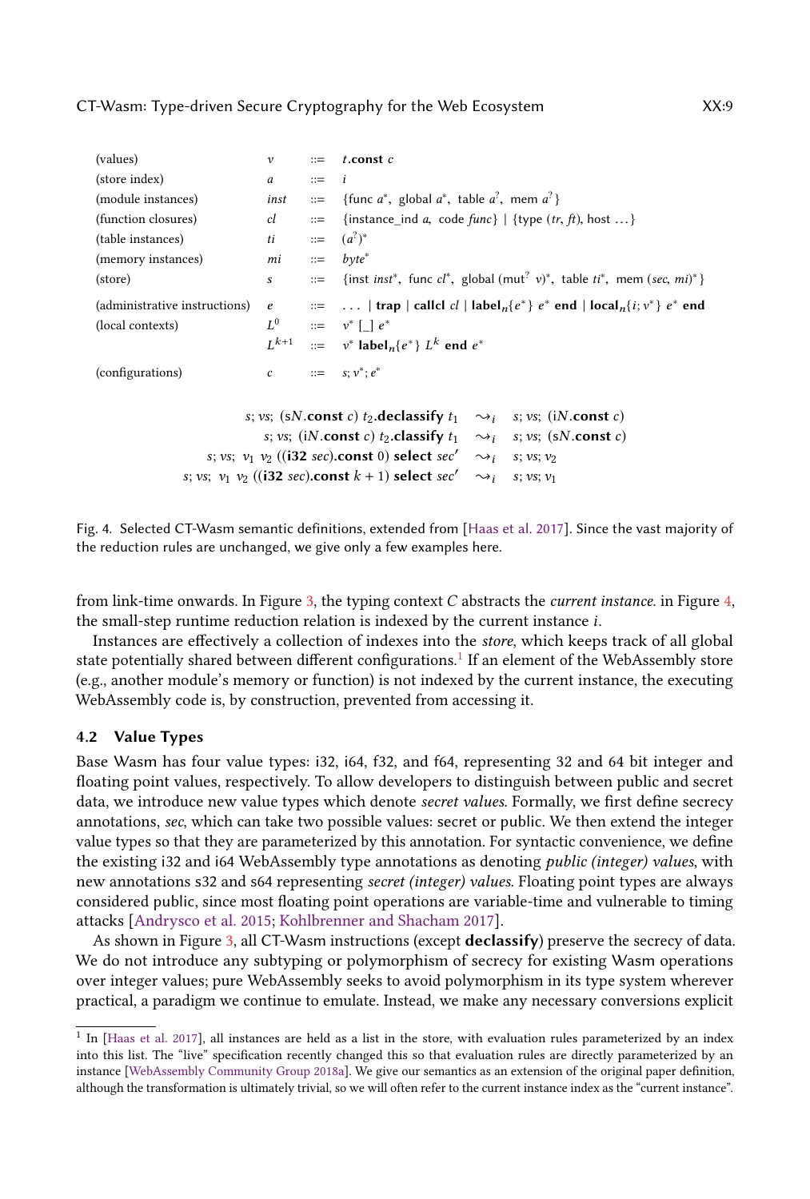| | | | |
|---|---|---|---|
| (values) | $v$ | ::= | $t.\mathbf{const}\ c$ |
| (store index) | $a$ | ::= | $i$ |
| (module instances) | $inst$ | ::= | $\{\text{func}\ a^*,\ \text{global}\ a^*,\ \text{table}\ a^?,\ \text{mem}\ a^?\}$ |
| (function closures) | $cl$ | ::= | $\{\text{instance\_ind}\ a,\ \text{code}\ func\} \mid \{\text{type}\ (tr, ft),\ \text{host}\ \dots\}$ |
| (table instances) | $ti$ | ::= | $(a^?)^*$ |
| (memory instances) | $mi$ | ::= | $byte^*$ |
| (store) | $s$ | ::= | $\{\text{inst}\ inst^*,\ \text{func}\ cl^*,\ \text{global}\ (\text{mut}^?\ v)^*,\ \text{table}\ ti^*,\ \text{mem}\ (sec, mi)^*\}$ |
| (administrative instructions) | $e$ | ::= | $\dots \mid \mathbf{trap} \mid \mathbf{callcl}\ cl \mid \mathbf{label}_n\{e^*\}\ e^*\ \mathbf{end} \mid \mathbf{local}_n\{i; v^*\}\ e^*\ \mathbf{end}$ |
| (local contexts) | $L^0$ | ::= | $v^*\ [\_]\ e^*$ |
| | $L^{k+1}$ | ::= | $v^*\ \mathbf{label}_n\{e^*\}\ L^k\ \mathbf{end}\ e^*$ |
| (configurations) | $c$ | ::= | $s; v^*; e^*$ |

$$
\begin{array}{rcl}
s; vs;\ (\text{s}N.\mathbf{const}\ c)\ t_2.\mathbf{declassify}\ t_1 & \leadsto_i & s; vs;\ (\text{i}N.\mathbf{const}\ c) \\
s; vs;\ (\text{i}N.\mathbf{const}\ c)\ t_2.\mathbf{classify}\ t_1 & \leadsto_i & s; vs;\ (\text{s}N.\mathbf{const}\ c) \\
s; vs;\ v_1\ v_2\ ((\mathbf{i32}\ sec).\mathbf{const}\ 0)\ \mathbf{select}\ sec' & \leadsto_i & s; vs; v_2 \\
s; vs;\ v_1\ v_2\ ((\mathbf{i32}\ sec).\mathbf{const}\ k+1)\ \mathbf{select}\ sec' & \leadsto_i & s; vs; v_1
\end{array}
$$

Fig. 4. Selected CT-Wasm semantic definitions, extended from [Haas et al. 2017]. Since the vast majority of the reduction rules are unchanged, we give only a few examples here.

from link-time onwards. In Figure 3, the typing context $C$ abstracts the *current instance*. in Figure 4, the small-step runtime reduction relation is indexed by the current instance $i$.

Instances are effectively a collection of indexes into the *store*, which keeps track of all global state potentially shared between different configurations.[1] If an element of the WebAssembly store (e.g., another module's memory or function) is not indexed by the current instance, the executing WebAssembly code is, by construction, prevented from accessing it.

### 4.2 Value Types

Base Wasm has four value types: i32, i64, f32, and f64, representing 32 and 64 bit integer and floating point values, respectively. To allow developers to distinguish between public and secret data, we introduce new value types which denote *secret values*. Formally, we first define secrecy annotations, *sec*, which can take two possible values: secret or public. We then extend the integer value types so that they are parameterized by this annotation. For syntactic convenience, we define the existing i32 and i64 WebAssembly type annotations as denoting *public (integer) values*, with new annotations s32 and s64 representing *secret (integer) values*. Floating point types are always considered public, since most floating point operations are variable-time and vulnerable to timing attacks [Andrysco et al. 2015; Kohlbrenner and Shacham 2017].

As shown in Figure 3, all CT-Wasm instructions (except **declassify**) preserve the secrecy of data. We do not introduce any subtyping or polymorphism of secrecy for existing Wasm operations over integer values; pure WebAssembly seeks to avoid polymorphism in its type system wherever practical, a paradigm we continue to emulate. Instead, we make any necessary conversions explicit

[1] In [Haas et al. 2017], all instances are held as a list in the store, with evaluation rules parameterized by an index into this list. The "live" specification recently changed this so that evaluation rules are directly parameterized by an instance [WebAssembly Community Group 2018a]. We give our semantics as an extension of the original paper definition, although the transformation is ultimately trivial, so we will often refer to the current instance index as the "current instance".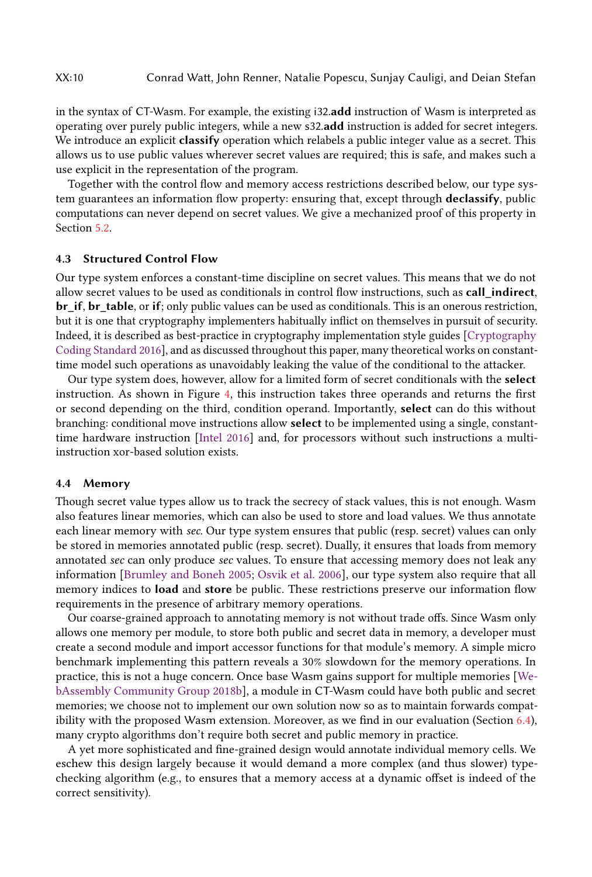in the syntax of CT-Wasm. For example, the existing i32.**add** instruction of Wasm is interpreted as operating over purely public integers, while a new s32.**add** instruction is added for secret integers. We introduce an explicit **classify** operation which relabels a public integer value as a secret. This allows us to use public values wherever secret values are required; this is safe, and makes such a use explicit in the representation of the program.

Together with the control flow and memory access restrictions described below, our type system guarantees an information flow property: ensuring that, except through **declassify**, public computations can never depend on secret values. We give a mechanized proof of this property in Section 5.2.

### 4.3 Structured Control Flow

Our type system enforces a constant-time discipline on secret values. This means that we do not allow secret values to be used as conditionals in control flow instructions, such as **call_indirect**, **br_if**, **br_table**, or **if**; only public values can be used as conditionals. This is an onerous restriction, but it is one that cryptography implementers habitually inflict on themselves in pursuit of security. Indeed, it is described as best-practice in cryptography implementation style guides [Cryptography Coding Standard 2016], and as discussed throughout this paper, many theoretical works on constant-time model such operations as unavoidably leaking the value of the conditional to the attacker.

Our type system does, however, allow for a limited form of secret conditionals with the **select** instruction. As shown in Figure 4, this instruction takes three operands and returns the first or second depending on the third, condition operand. Importantly, **select** can do this without branching: conditional move instructions allow **select** to be implemented using a single, constant-time hardware instruction [Intel 2016] and, for processors without such instructions a multi-instruction xor-based solution exists.

### 4.4 Memory

Though secret value types allow us to track the secrecy of stack values, this is not enough. Wasm also features linear memories, which can also be used to store and load values. We thus annotate each linear memory with *sec*. Our type system ensures that public (resp. secret) values can only be stored in memories annotated public (resp. secret). Dually, it ensures that loads from memory annotated *sec* can only produce *sec* values. To ensure that accessing memory does not leak any information [Brumley and Boneh 2005; Osvik et al. 2006], our type system also require that all memory indices to **load** and **store** be public. These restrictions preserve our information flow requirements in the presence of arbitrary memory operations.

Our coarse-grained approach to annotating memory is not without trade offs. Since Wasm only allows one memory per module, to store both public and secret data in memory, a developer must create a second module and import accessor functions for that module's memory. A simple micro benchmark implementing this pattern reveals a 30% slowdown for the memory operations. In practice, this is not a huge concern. Once base Wasm gains support for multiple memories [WebAssembly Community Group 2018b], a module in CT-Wasm could have both public and secret memories; we choose not to implement our own solution now so as to maintain forwards compatibility with the proposed Wasm extension. Moreover, as we find in our evaluation (Section 6.4), many crypto algorithms don't require both secret and public memory in practice.

A yet more sophisticated and fine-grained design would annotate individual memory cells. We eschew this design largely because it would demand a more complex (and thus slower) type-checking algorithm (e.g., to ensures that a memory access at a dynamic offset is indeed of the correct sensitivity).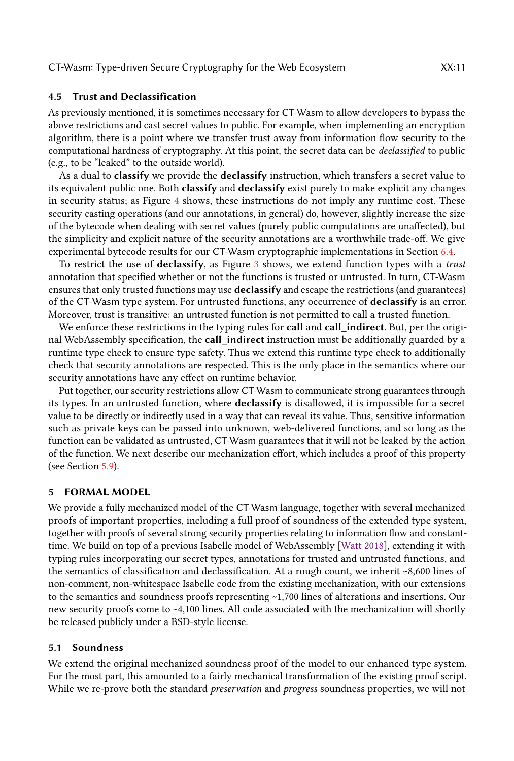### 4.5 Trust and Declassification

As previously mentioned, it is sometimes necessary for CT-Wasm to allow developers to bypass the above restrictions and cast secret values to public. For example, when implementing an encryption algorithm, there is a point where we transfer trust away from information flow security to the computational hardness of cryptography. At this point, the secret data can be *declassified* to public (e.g., to be "leaked" to the outside world).

As a dual to **classify** we provide the **declassify** instruction, which transfers a secret value to its equivalent public one. Both **classify** and **declassify** exist purely to make explicit any changes in security status; as Figure 4 shows, these instructions do not imply any runtime cost. These security casting operations (and our annotations, in general) do, however, slightly increase the size of the bytecode when dealing with secret values (purely public computations are unaffected), but the simplicity and explicit nature of the security annotations are a worthwhile trade-off. We give experimental bytecode results for our CT-Wasm cryptographic implementations in Section 6.4.

To restrict the use of **declassify**, as Figure 3 shows, we extend function types with a *trust* annotation that specified whether or not the functions is trusted or untrusted. In turn, CT-Wasm ensures that only trusted functions may use **declassify** and escape the restrictions (and guarantees) of the CT-Wasm type system. For untrusted functions, any occurrence of **declassify** is an error. Moreover, trust is transitive: an untrusted function is not permitted to call a trusted function.

We enforce these restrictions in the typing rules for **call** and **call_indirect**. But, per the original WebAssembly specification, the **call_indirect** instruction must be additionally guarded by a runtime type check to ensure type safety. Thus we extend this runtime type check to additionally check that security annotations are respected. This is the only place in the semantics where our security annotations have any effect on runtime behavior.

Put together, our security restrictions allow CT-Wasm to communicate strong guarantees through its types. In an untrusted function, where **declassify** is disallowed, it is impossible for a secret value to be directly or indirectly used in a way that can reveal its value. Thus, sensitive information such as private keys can be passed into unknown, web-delivered functions, and so long as the function can be validated as untrusted, CT-Wasm guarantees that it will not be leaked by the action of the function. We next describe our mechanization effort, which includes a proof of this property (see Section 5.9).

## 5 FORMAL MODEL

We provide a fully mechanized model of the CT-Wasm language, together with several mechanized proofs of important properties, including a full proof of soundness of the extended type system, together with proofs of several strong security properties relating to information flow and constant-time. We build on top of a previous Isabelle model of WebAssembly [Watt 2018], extending it with typing rules incorporating our secret types, annotations for trusted and untrusted functions, and the semantics of classification and declassification. At a rough count, we inherit ~8,600 lines of non-comment, non-whitespace Isabelle code from the existing mechanization, with our extensions to the semantics and soundness proofs representing ~1,700 lines of alterations and insertions. Our new security proofs come to ~4,100 lines. All code associated with the mechanization will shortly be released publicly under a BSD-style license.

### 5.1 Soundness

We extend the original mechanized soundness proof of the model to our enhanced type system. For the most part, this amounted to a fairly mechanical transformation of the existing proof script. While we re-prove both the standard *preservation* and *progress* soundness properties, we will not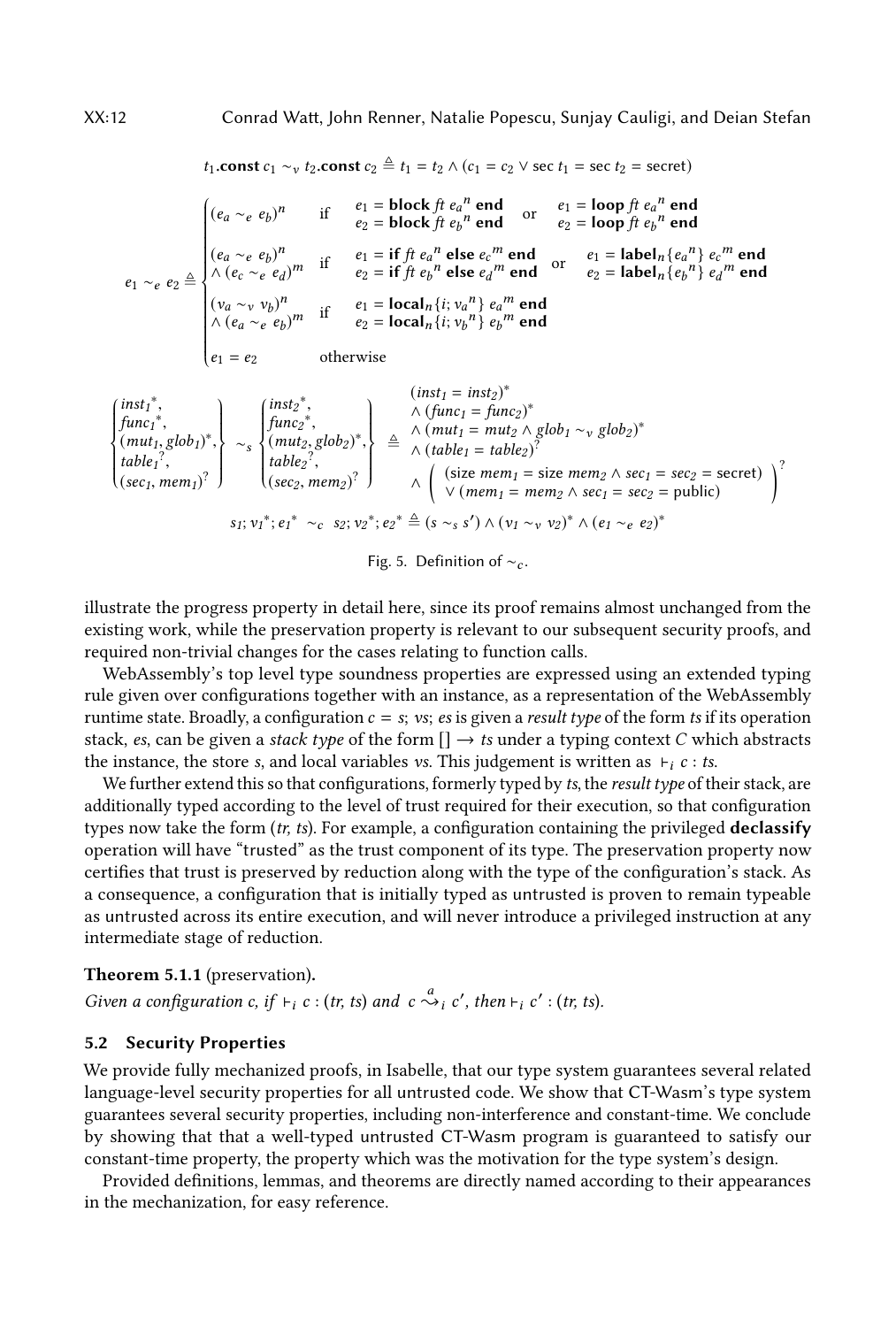$$t_1.\mathbf{const}\ c_1 \sim_v t_2.\mathbf{const}\ c_2 \triangleq t_1 = t_2 \wedge (c_1 = c_2 \vee \mathrm{sec}\ t_1 = \mathrm{sec}\ t_2 = \mathrm{secret})$$

$$e_1 \sim_e e_2 \triangleq \begin{cases} (e_a \sim_e e_b)^n & \text{if } \begin{array}{l} e_1 = \mathbf{block}\ ft\ {e_a}^n\ \mathbf{end} \\ e_2 = \mathbf{block}\ ft\ {e_b}^n\ \mathbf{end} \end{array} \text{ or } \begin{array}{l} e_1 = \mathbf{loop}\ ft\ {e_a}^n\ \mathbf{end} \\ e_2 = \mathbf{loop}\ ft\ {e_b}^n\ \mathbf{end} \end{array} \\ \begin{array}{l}(e_a \sim_e e_b)^n \\ \wedge (e_c \sim_e e_d)^m \end{array} & \text{if } \begin{array}{l} e_1 = \mathbf{if}\ ft\ {e_a}^n\ \mathbf{else}\ {e_c}^m\ \mathbf{end} \\ e_2 = \mathbf{if}\ ft\ {e_b}^n\ \mathbf{else}\ {e_d}^m\ \mathbf{end} \end{array} \text{ or } \begin{array}{l} e_1 = \mathbf{label}_n\{{e_a}^n\}\ {e_c}^m\ \mathbf{end} \\ e_2 = \mathbf{label}_n\{{e_b}^n\}\ {e_d}^m\ \mathbf{end} \end{array} \\ \begin{array}{l}(v_a \sim_v v_b)^n \\ \wedge (e_a \sim_e e_b)^m \end{array} & \text{if } \begin{array}{l} e_1 = \mathbf{local}_n\{i;\ {v_a}^n\}\ {e_a}^m\ \mathbf{end} \\ e_2 = \mathbf{local}_n\{i;\ {v_b}^n\}\ {e_b}^m\ \mathbf{end} \end{array} \\ e_1 = e_2 & \text{otherwise} \end{cases}$$

$$\begin{Bmatrix} {inst_1}^*, \\ {func_1}^*, \\ (mut_1, glob_1)^*, \\ {table_1}^?, \\ (sec_1, mem_1)^? \end{Bmatrix} \sim_s \begin{Bmatrix} {inst_2}^*, \\ {func_2}^*, \\ (mut_2, glob_2)^*, \\ {table_2}^?, \\ (sec_2, mem_2)^? \end{Bmatrix} \triangleq \begin{array}{l} (inst_1 = inst_2)^* \\ \wedge (func_1 = func_2)^* \\ \wedge (mut_1 = mut_2 \wedge glob_1 \sim_v glob_2)^* \\ \wedge (table_1 = table_2)^? \\ \wedge \left( \begin{array}{l} (\mathrm{size}\ mem_1 = \mathrm{size}\ mem_2 \wedge sec_1 = sec_2 = \mathrm{secret}) \\ \vee (mem_1 = mem_2 \wedge sec_1 = sec_2 = \mathrm{public}) \end{array} \right)^? \end{array}$$

$$s_1; {v_1}^*; {e_1}^* \sim_c s_2; {v_2}^*; {e_2}^* \triangleq (s \sim_s s') \wedge (v_1 \sim_v v_2)^* \wedge (e_1 \sim_e e_2)^*$$

Fig. 5. Definition of $\sim_c$.

illustrate the progress property in detail here, since its proof remains almost unchanged from the existing work, while the preservation property is relevant to our subsequent security proofs, and required non-trivial changes for the cases relating to function calls.

WebAssembly's top level type soundness properties are expressed using an extended typing rule given over configurations together with an instance, as a representation of the WebAssembly runtime state. Broadly, a configuration $c = s;\ vs;\ es$ is given a *result type* of the form $ts$ if its operation stack, $es$, can be given a *stack type* of the form $[] \rightarrow ts$ under a typing context $C$ which abstracts the instance, the store $s$, and local variables $vs$. This judgement is written as $\vdash_i c : ts$.

We further extend this so that configurations, formerly typed by $ts$, the *result type* of their stack, are additionally typed according to the level of trust required for their execution, so that configuration types now take the form $(tr, ts)$. For example, a configuration containing the privileged **declassify** operation will have "trusted" as the trust component of its type. The preservation property now certifies that trust is preserved by reduction along with the type of the configuration's stack. As a consequence, a configuration that is initially typed as untrusted is proven to remain typeable as untrusted across its entire execution, and will never introduce a privileged instruction at any intermediate stage of reduction.

**Theorem 5.1.1** (preservation).
*Given a configuration c, if* $\vdash_i c : (tr, ts)$ *and* $c \overset{a}{\leadsto}_i c'$*, then* $\vdash_i c' : (tr, ts)$.

## 5.2 Security Properties

We provide fully mechanized proofs, in Isabelle, that our type system guarantees several related language-level security properties for all untrusted code. We show that CT-Wasm's type system guarantees several security properties, including non-interference and constant-time. We conclude by showing that that a well-typed untrusted CT-Wasm program is guaranteed to satisfy our constant-time property, the property which was the motivation for the type system's design.

Provided definitions, lemmas, and theorems are directly named according to their appearances in the mechanization, for easy reference.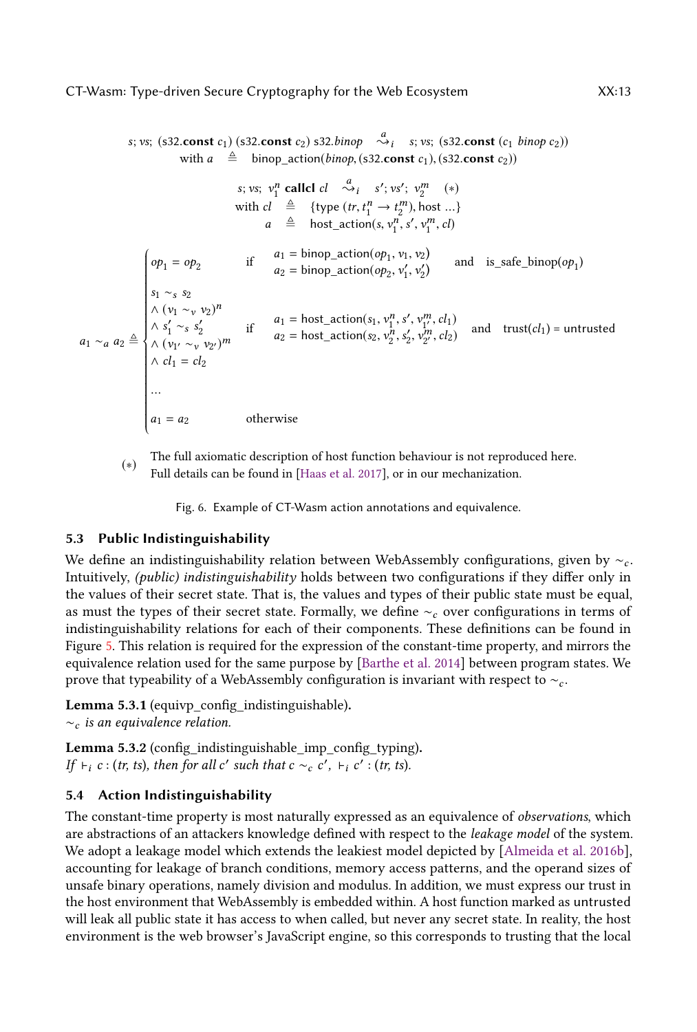$$s;\ vs;\ (\text{s32}.\textbf{const}\ c_1)\ (\text{s32}.\textbf{const}\ c_2)\ \text{s32}.\textit{binop} \quad \overset{a}{\rightsquigarrow}_i \quad s;\ vs;\ (\text{s32}.\textbf{const}\ (c_1\ \textit{binop}\ c_2))$$

$$\text{with } a \quad \triangleq \quad \text{binop\_action}(\textit{binop}, (\text{s32}.\textbf{const}\ c_1), (\text{s32}.\textbf{const}\ c_2))$$

$$s;\ vs;\ v_1^n\ \textbf{callcl}\ cl \quad \overset{a}{\rightsquigarrow}_i \quad s';\ vs';\ v_2^m \quad (*)$$

$$\text{with } cl \quad \triangleq \quad \{\text{type } (tr, t_1^n \to t_2^m), \text{host } \ldots\}$$

$$a \quad \triangleq \quad \text{host\_action}(s, v_1^n, s', v_1^m, cl)$$

$$a_1 \sim_a a_2 \triangleq \begin{cases} op_1 = op_2 & \text{if} \quad \begin{array}{l} a_1 = \text{binop\_action}(op_1, v_1, v_2) \\ a_2 = \text{binop\_action}(op_2, v_1', v_2') \end{array} \quad \text{and} \quad \text{is\_safe\_binop}(op_1) \\[2ex] \begin{array}{l} s_1 \sim_s s_2 \\ \wedge\ (v_1 \sim_v v_2)^n \\ \wedge\ s_1' \sim_s s_2' \\ \wedge\ (v_{1'} \sim_v v_{2'})^m \\ \wedge\ cl_1 = cl_2 \end{array} & \text{if} \quad \begin{array}{l} a_1 = \text{host\_action}(s_1, v_1^n, s', v_{1'}^m, cl_1) \\ a_2 = \text{host\_action}(s_2, v_2^n, s_2', v_{2'}^m, cl_2) \end{array} \quad \text{and} \quad \text{trust}(cl_1) = \text{untrusted} \\[2ex] \ldots & \\[2ex] a_1 = a_2 & \text{otherwise} \end{cases}$$

(*) The full axiomatic description of host function behaviour is not reproduced here. Full details can be found in [Haas et al. 2017], or in our mechanization.

Fig. 6. Example of CT-Wasm action annotations and equivalence.

### 5.3 Public Indistinguishability

We define an indistinguishability relation between WebAssembly configurations, given by $\sim_c$. Intuitively, *(public) indistinguishability* holds between two configurations if they differ only in the values of their secret state. That is, the values and types of their public state must be equal, as must the types of their secret state. Formally, we define $\sim_c$ over configurations in terms of indistinguishability relations for each of their components. These definitions can be found in Figure 5. This relation is required for the expression of the constant-time property, and mirrors the equivalence relation used for the same purpose by [Barthe et al. 2014] between program states. We prove that typeability of a WebAssembly configuration is invariant with respect to $\sim_c$.

**Lemma 5.3.1** (equivp_config_indistinguishable)**.**
*$\sim_c$ is an equivalence relation.*

**Lemma 5.3.2** (config_indistinguishable_imp_config_typing)**.**
*If $\vdash_i c : (tr, ts)$, then for all $c'$ such that $c \sim_c c'$, $\vdash_i c' : (tr, ts)$.*

### 5.4 Action Indistinguishability

The constant-time property is most naturally expressed as an equivalence of *observations*, which are abstractions of an attackers knowledge defined with respect to the *leakage model* of the system. We adopt a leakage model which extends the leakiest model depicted by [Almeida et al. 2016b], accounting for leakage of branch conditions, memory access patterns, and the operand sizes of unsafe binary operations, namely division and modulus. In addition, we must express our trust in the host environment that WebAssembly is embedded within. A host function marked as untrusted will leak all public state it has access to when called, but never any secret state. In reality, the host environment is the web browser's JavaScript engine, so this corresponds to trusting that the local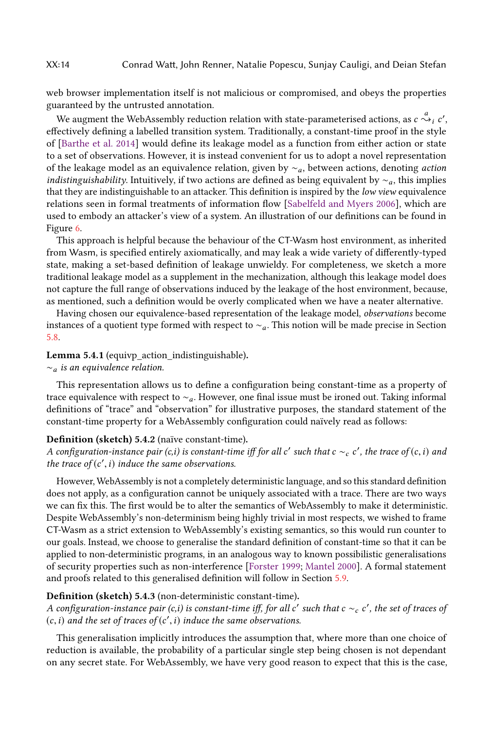web browser implementation itself is not malicious or compromised, and obeys the properties guaranteed by the untrusted annotation.

We augment the WebAssembly reduction relation with state-parameterised actions, as $c \overset{a}{\leadsto}_i c'$, effectively defining a labelled transition system. Traditionally, a constant-time proof in the style of [Barthe et al. 2014] would define its leakage model as a function from either action or state to a set of observations. However, it is instead convenient for us to adopt a novel representation of the leakage model as an equivalence relation, given by $\sim_a$, between actions, denoting *action indistinguishability*. Intuitively, if two actions are defined as being equivalent by $\sim_a$, this implies that they are indistinguishable to an attacker. This definition is inspired by the *low view* equivalence relations seen in formal treatments of information flow [Sabelfeld and Myers 2006], which are used to embody an attacker's view of a system. An illustration of our definitions can be found in Figure 6.

This approach is helpful because the behaviour of the CT-Wasm host environment, as inherited from Wasm, is specified entirely axiomatically, and may leak a wide variety of differently-typed state, making a set-based definition of leakage unwieldy. For completeness, we sketch a more traditional leakage model as a supplement in the mechanization, although this leakage model does not capture the full range of observations induced by the leakage of the host environment, because, as mentioned, such a definition would be overly complicated when we have a neater alternative.

Having chosen our equivalence-based representation of the leakage model, *observations* become instances of a quotient type formed with respect to $\sim_a$. This notion will be made precise in Section 5.8.

**Lemma 5.4.1** (equivp_action_indistinguishable)**.**
*$\sim_a$ is an equivalence relation.*

This representation allows us to define a configuration being constant-time as a property of trace equivalence with respect to $\sim_a$. However, one final issue must be ironed out. Taking informal definitions of "trace" and "observation" for illustrative purposes, the standard statement of the constant-time property for a WebAssembly configuration could naïvely read as follows:

**Definition (sketch) 5.4.2** (naïve constant-time)**.**
*A configuration-instance pair (c,i) is constant-time iff for all $c'$ such that $c \sim_c c'$, the trace of $(c, i)$ and the trace of $(c', i)$ induce the same observations.*

However, WebAssembly is not a completely deterministic language, and so this standard definition does not apply, as a configuration cannot be uniquely associated with a trace. There are two ways we can fix this. The first would be to alter the semantics of WebAssembly to make it deterministic. Despite WebAssembly's non-determinism being highly trivial in most respects, we wished to frame CT-Wasm as a strict extension to WebAssembly's existing semantics, so this would run counter to our goals. Instead, we choose to generalise the standard definition of constant-time so that it can be applied to non-deterministic programs, in an analogous way to known possibilistic generalisations of security properties such as non-interference [Forster 1999; Mantel 2000]. A formal statement and proofs related to this generalised definition will follow in Section 5.9.

**Definition (sketch) 5.4.3** (non-deterministic constant-time)**.**
*A configuration-instance pair (c,i) is constant-time iff, for all $c'$ such that $c \sim_c c'$, the set of traces of $(c, i)$ and the set of traces of $(c', i)$ induce the same observations.*

This generalisation implicitly introduces the assumption that, where more than one choice of reduction is available, the probability of a particular single step being chosen is not dependant on any secret state. For WebAssembly, we have very good reason to expect that this is the case,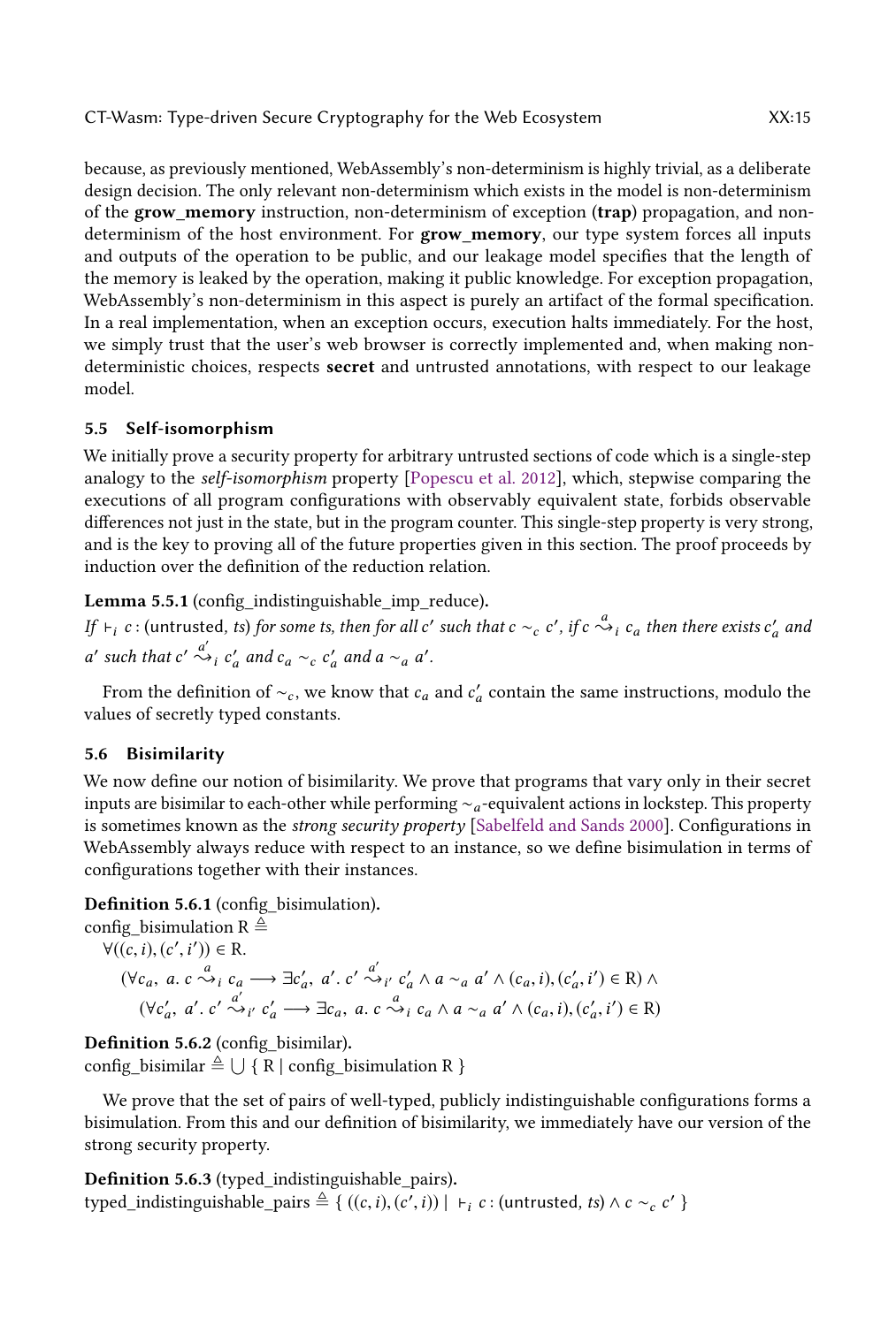because, as previously mentioned, WebAssembly's non-determinism is highly trivial, as a deliberate design decision. The only relevant non-determinism which exists in the model is non-determinism of the **grow_memory** instruction, non-determinism of exception (**trap**) propagation, and non-determinism of the host environment. For **grow_memory**, our type system forces all inputs and outputs of the operation to be public, and our leakage model specifies that the length of the memory is leaked by the operation, making it public knowledge. For exception propagation, WebAssembly's non-determinism in this aspect is purely an artifact of the formal specification. In a real implementation, when an exception occurs, execution halts immediately. For the host, we simply trust that the user's web browser is correctly implemented and, when making non-deterministic choices, respects **secret** and untrusted annotations, with respect to our leakage model.

### 5.5 Self-isomorphism

We initially prove a security property for arbitrary untrusted sections of code which is a single-step analogy to the *self-isomorphism* property [Popescu et al. 2012], which, stepwise comparing the executions of all program configurations with observably equivalent state, forbids observable differences not just in the state, but in the program counter. This single-step property is very strong, and is the key to proving all of the future properties given in this section. The proof proceeds by induction over the definition of the reduction relation.

**Lemma 5.5.1** (config_indistinguishable_imp_reduce)**.**
*If* $\vdash_i c : (\mathsf{untrusted}, ts)$ *for some ts, then for all* $c'$ *such that* $c \sim_c c'$*, if* $c \overset{a}{\leadsto}_i c_a$ *then there exists* $c'_a$ *and* $a'$ *such that* $c' \overset{a'}{\leadsto}_i c'_a$ *and* $c_a \sim_c c'_a$ *and* $a \sim_a a'$*.*

From the definition of $\sim_c$, we know that $c_a$ and $c'_a$ contain the same instructions, modulo the values of secretly typed constants.

### 5.6 Bisimilarity

We now define our notion of bisimilarity. We prove that programs that vary only in their secret inputs are bisimilar to each-other while performing $\sim_a$-equivalent actions in lockstep. This property is sometimes known as the *strong security property* [Sabelfeld and Sands 2000]. Configurations in WebAssembly always reduce with respect to an instance, so we define bisimulation in terms of configurations together with their instances.

**Definition 5.6.1** (config_bisimulation)**.**
config_bisimulation R $\triangleq$

$$\forall ((c,i),(c',i')) \in \mathrm{R}.$$
$$(\forall c_a,\ a.\ c \overset{a}{\leadsto}_i c_a \longrightarrow \exists c'_a,\ a'.\ c' \overset{a'}{\leadsto}_{i'} c'_a \wedge a \sim_a a' \wedge (c_a,i),(c'_a,i') \in \mathrm{R}) \wedge$$
$$(\forall c'_a,\ a'.\ c' \overset{a'}{\leadsto}_{i'} c'_a \longrightarrow \exists c_a,\ a.\ c \overset{a}{\leadsto}_i c_a \wedge a \sim_a a' \wedge (c_a,i),(c'_a,i') \in \mathrm{R})$$

**Definition 5.6.2** (config_bisimilar)**.**
config_bisimilar $\triangleq \bigcup$ { R | config_bisimulation R }

We prove that the set of pairs of well-typed, publicly indistinguishable configurations forms a bisimulation. From this and our definition of bisimilarity, we immediately have our version of the strong security property.

**Definition 5.6.3** (typed_indistinguishable_pairs)**.**
typed_indistinguishable_pairs $\triangleq \{\ ((c,i),(c',i))\ |\ \vdash_i c : (\mathsf{untrusted}, ts) \wedge c \sim_c c'\ \}$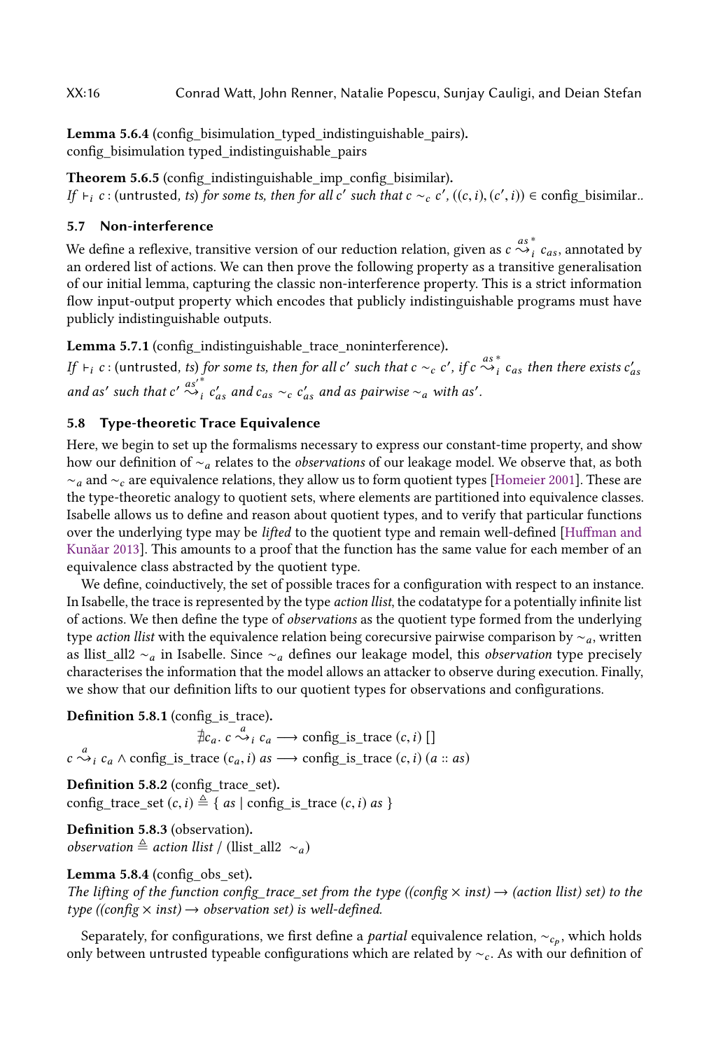**Lemma 5.6.4** (config_bisimulation_typed_indistinguishable_pairs).
config_bisimulation typed_indistinguishable_pairs

**Theorem 5.6.5** (config_indistinguishable_imp_config_bisimilar).
*If* $\vdash_i c : (\text{untrusted}, ts)$ *for some ts, then for all* $c'$ *such that* $c \sim_c c'$*,* $((c,i),(c',i)) \in$ config_bisimilar..

## 5.7 Non-interference

We define a reflexive, transitive version of our reduction relation, given as $c \overset{as}{\rightsquigarrow}{}^{*}_{i}\; c_{as}$, annotated by an ordered list of actions. We can then prove the following property as a transitive generalisation of our initial lemma, capturing the classic non-interference property. This is a strict information flow input-output property which encodes that publicly indistinguishable programs must have publicly indistinguishable outputs.

**Lemma 5.7.1** (config_indistinguishable_trace_noninterference).
*If* $\vdash_i c : (\text{untrusted}, ts)$ *for some ts, then for all* $c'$ *such that* $c \sim_c c'$*, if* $c \overset{as}{\rightsquigarrow}{}^{*}_{i}\; c_{as}$ *then there exists* $c'_{as}$ *and* $as'$ *such that* $c' \overset{as'}{\rightsquigarrow}{}^{*}_{i}\; c'_{as}$ *and* $c_{as} \sim_c c'_{as}$ *and* $as$ *pairwise* $\sim_a$ *with* $as'$.

## 5.8 Type-theoretic Trace Equivalence

Here, we begin to set up the formalisms necessary to express our constant-time property, and show how our definition of $\sim_a$ relates to the *observations* of our leakage model. We observe that, as both $\sim_a$ and $\sim_c$ are equivalence relations, they allow us to form quotient types [Homeier 2001]. These are the type-theoretic analogy to quotient sets, where elements are partitioned into equivalence classes. Isabelle allows us to define and reason about quotient types, and to verify that particular functions over the underlying type may be *lifted* to the quotient type and remain well-defined [Huffman and Kunčar 2013]. This amounts to a proof that the function has the same value for each member of an equivalence class abstracted by the quotient type.

We define, coinductively, the set of possible traces for a configuration with respect to an instance. In Isabelle, the trace is represented by the type *action llist*, the codatatype for a potentially infinite list of actions. We then define the type of *observations* as the quotient type formed from the underlying type *action llist* with the equivalence relation being corecursive pairwise comparison by $\sim_a$, written as llist_all2 $\sim_a$ in Isabelle. Since $\sim_a$ defines our leakage model, this *observation* type precisely characterises the information that the model allows an attacker to observe during execution. Finally, we show that our definition lifts to our quotient types for observations and configurations.

**Definition 5.8.1** (config_is_trace).

$$\nexists c_a.\; c \overset{a}{\rightsquigarrow}_i c_a \longrightarrow \text{config\_is\_trace } (c,i)\; []$$

$$c \overset{a}{\rightsquigarrow}_i c_a \wedge \text{config\_is\_trace } (c_a,i)\; as \longrightarrow \text{config\_is\_trace } (c,i)\; (a :: as)$$

**Definition 5.8.2** (config_trace_set).
config_trace_set $(c,i) \triangleq \{\, as \mid \text{config\_is\_trace } (c,i)\; as \,\}$

**Definition 5.8.3** (observation).
*observation* $\triangleq$ *action llist* / (llist_all2 $\sim_a$)

**Lemma 5.8.4** (config_obs_set).
*The lifting of the function config_trace_set from the type ((config × inst) → (action llist) set) to the type ((config × inst) → observation set) is well-defined.*

Separately, for configurations, we first define a *partial* equivalence relation, $\sim_{c_p}$, which holds only between untrusted typeable configurations which are related by $\sim_c$. As with our definition of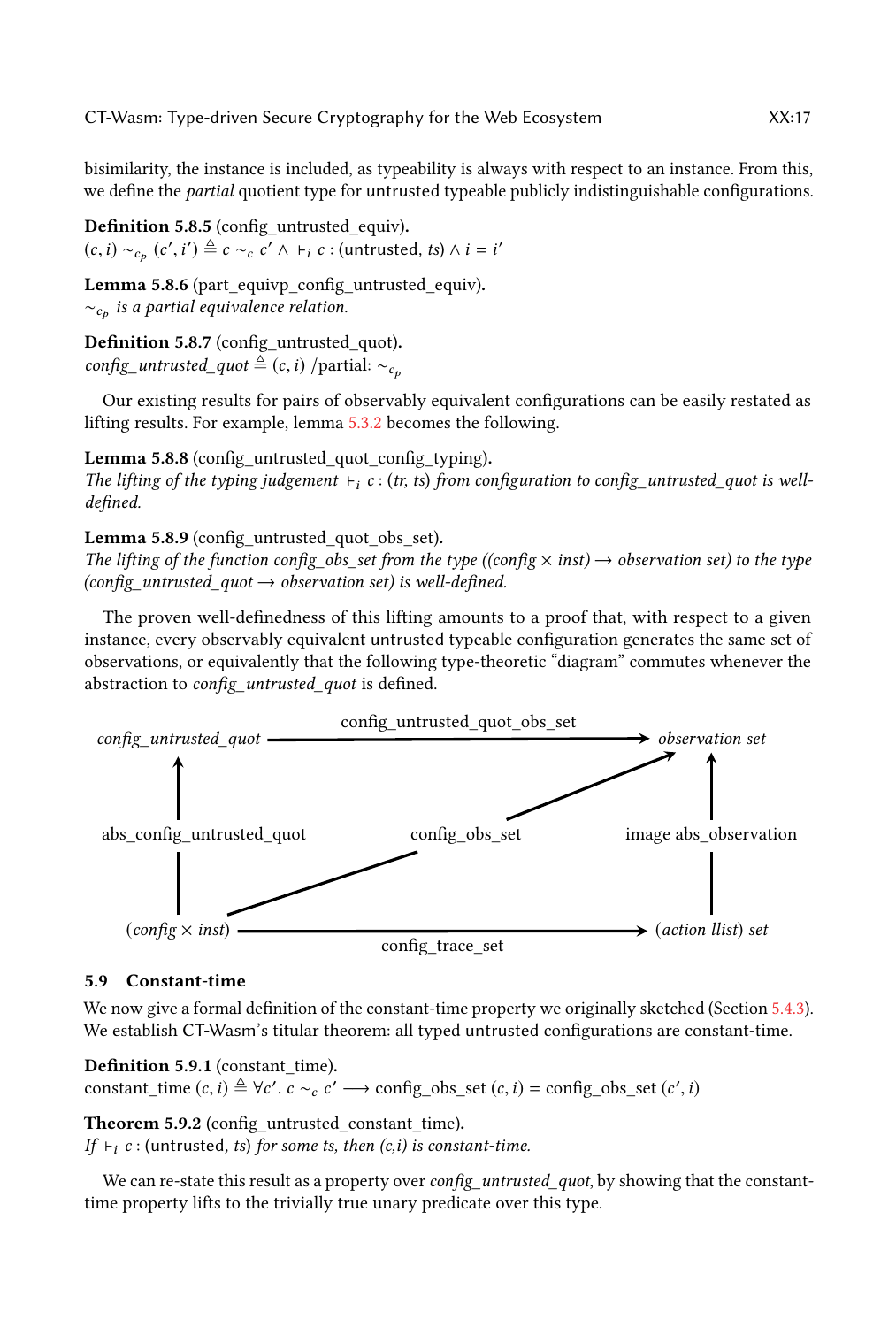bisimilarity, the instance is included, as typeability is always with respect to an instance. From this, we define the *partial* quotient type for untrusted typeable publicly indistinguishable configurations.

**Definition 5.8.5** (config_untrusted_equiv).
$(c, i) \sim_{c_p} (c', i') \triangleq c \sim_c c' \wedge \vdash_i c : (\mathsf{untrusted}, ts) \wedge i = i'$

**Lemma 5.8.6** (part_equivp_config_untrusted_equiv).
*$\sim_{c_p}$ is a partial equivalence relation.*

**Definition 5.8.7** (config_untrusted_quot).
*config_untrusted_quot* $\triangleq (c, i)$ /partial: $\sim_{c_p}$

Our existing results for pairs of observably equivalent configurations can be easily restated as lifting results. For example, lemma 5.3.2 becomes the following.

**Lemma 5.8.8** (config_untrusted_quot_config_typing).
*The lifting of the typing judgement $\vdash_i c : (tr, ts)$ from configuration to config_untrusted_quot is well-defined.*

**Lemma 5.8.9** (config_untrusted_quot_obs_set).
*The lifting of the function config_obs_set from the type ((config × inst) ⟶ observation set) to the type (config_untrusted_quot ⟶ observation set) is well-defined.*

The proven well-definedness of this lifting amounts to a proof that, with respect to a given instance, every observably equivalent untrusted typeable configuration generates the same set of observations, or equivalently that the following type-theoretic "diagram" commutes whenever the abstraction to *config_untrusted_quot* is defined.

```
                          config_untrusted_quot_obs_set
config_untrusted_quot ───────────────────────────────────────▶ observation set
        ▲                                                    ↗         ▲
        │                                                  ╱           │
abs_config_untrusted_quot              config_obs_set          image abs_observation
        │                          ╱                                   │
        │                        ╱                                     │
(config × inst) ─────────────────────────────────────────────▶ (action llist) set
                                config_trace_set
```

### 5.9 Constant-time

We now give a formal definition of the constant-time property we originally sketched (Section 5.4.3). We establish CT-Wasm's titular theorem: all typed untrusted configurations are constant-time.

**Definition 5.9.1** (constant_time).
constant_time $(c, i) \triangleq \forall c'.\ c \sim_c c' \longrightarrow$ config_obs_set $(c, i) =$ config_obs_set $(c', i)$

**Theorem 5.9.2** (config_untrusted_constant_time).
*If $\vdash_i c : (\mathsf{untrusted}, ts)$ for some ts, then (c,i) is constant-time.*

We can re-state this result as a property over *config_untrusted_quot*, by showing that the constant-time property lifts to the trivially true unary predicate over this type.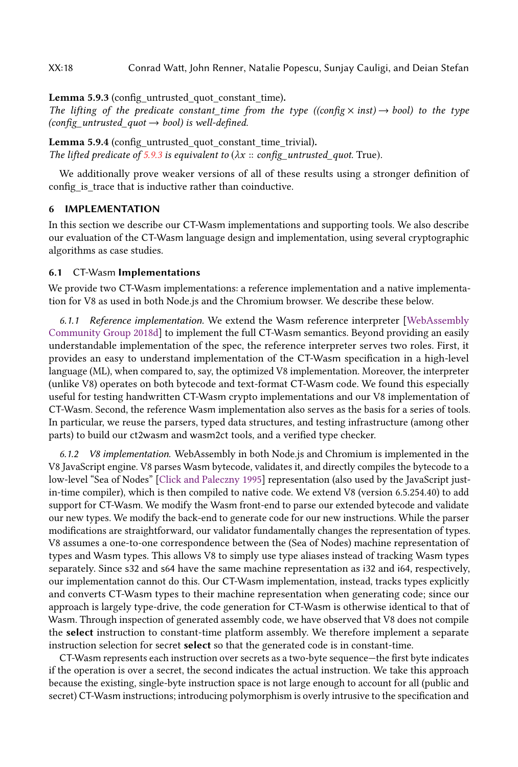**Lemma 5.9.3** (config_untrusted_quot_constant_time).
*The lifting of the predicate constant_time from the type ((config × inst) → bool) to the type (config_untrusted_quot → bool) is well-defined.*

**Lemma 5.9.4** (config_untrusted_quot_constant_time_trivial).
*The lifted predicate of 5.9.3 is equivalent to (λx :: config_untrusted_quot.* True).

We additionally prove weaker versions of all of these results using a stronger definition of config_is_trace that is inductive rather than coinductive.

## 6 IMPLEMENTATION

In this section we describe our CT-Wasm implementations and supporting tools. We also describe our evaluation of the CT-Wasm language design and implementation, using several cryptographic algorithms as case studies.

### 6.1 CT-Wasm Implementations

We provide two CT-Wasm implementations: a reference implementation and a native implementation for V8 as used in both Node.js and the Chromium browser. We describe these below.

*6.1.1 Reference implementation.* We extend the Wasm reference interpreter [WebAssembly Community Group 2018d] to implement the full CT-Wasm semantics. Beyond providing an easily understandable implementation of the spec, the reference interpreter serves two roles. First, it provides an easy to understand implementation of the CT-Wasm specification in a high-level language (ML), when compared to, say, the optimized V8 implementation. Moreover, the interpreter (unlike V8) operates on both bytecode and text-format CT-Wasm code. We found this especially useful for testing handwritten CT-Wasm crypto implementations and our V8 implementation of CT-Wasm. Second, the reference Wasm implementation also serves as the basis for a series of tools. In particular, we reuse the parsers, typed data structures, and testing infrastructure (among other parts) to build our ct2wasm and wasm2ct tools, and a verified type checker.

*6.1.2 V8 implementation.* WebAssembly in both Node.js and Chromium is implemented in the V8 JavaScript engine. V8 parses Wasm bytecode, validates it, and directly compiles the bytecode to a low-level "Sea of Nodes" [Click and Paleczny 1995] representation (also used by the JavaScript just-in-time compiler), which is then compiled to native code. We extend V8 (version 6.5.254.40) to add support for CT-Wasm. We modify the Wasm front-end to parse our extended bytecode and validate our new types. We modify the back-end to generate code for our new instructions. While the parser modifications are straightforward, our validator fundamentally changes the representation of types. V8 assumes a one-to-one correspondence between the (Sea of Nodes) machine representation of types and Wasm types. This allows V8 to simply use type aliases instead of tracking Wasm types separately. Since s32 and s64 have the same machine representation as i32 and i64, respectively, our implementation cannot do this. Our CT-Wasm implementation, instead, tracks types explicitly and converts CT-Wasm types to their machine representation when generating code; since our approach is largely type-drive, the code generation for CT-Wasm is otherwise identical to that of Wasm. Through inspection of generated assembly code, we have observed that V8 does not compile the **select** instruction to constant-time platform assembly. We therefore implement a separate instruction selection for secret **select** so that the generated code is in constant-time.

CT-Wasm represents each instruction over secrets as a two-byte sequence—the first byte indicates if the operation is over a secret, the second indicates the actual instruction. We take this approach because the existing, single-byte instruction space is not large enough to account for all (public and secret) CT-Wasm instructions; introducing polymorphism is overly intrusive to the specification and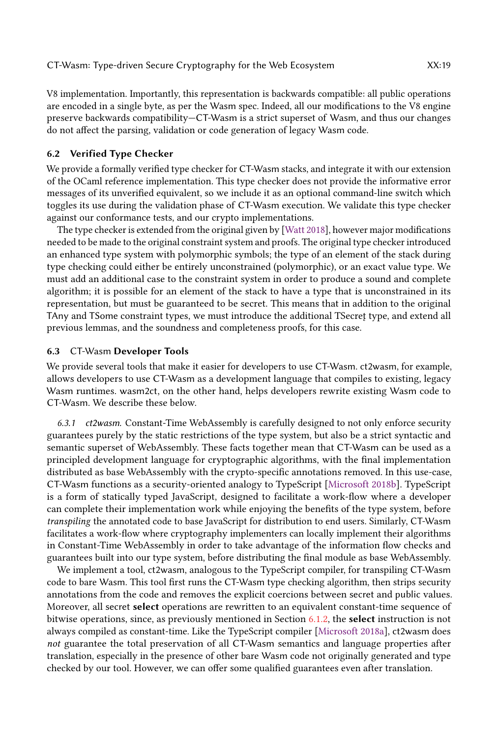V8 implementation. Importantly, this representation is backwards compatible: all public operations are encoded in a single byte, as per the Wasm spec. Indeed, all our modifications to the V8 engine preserve backwards compatibility—CT-Wasm is a strict superset of Wasm, and thus our changes do not affect the parsing, validation or code generation of legacy Wasm code.

## 6.2 Verified Type Checker

We provide a formally verified type checker for CT-Wasm stacks, and integrate it with our extension of the OCaml reference implementation. This type checker does not provide the informative error messages of its unverified equivalent, so we include it as an optional command-line switch which toggles its use during the validation phase of CT-Wasm execution. We validate this type checker against our conformance tests, and our crypto implementations.

The type checker is extended from the original given by [Watt 2018], however major modifications needed to be made to the original constraint system and proofs. The original type checker introduced an enhanced type system with polymorphic symbols; the type of an element of the stack during type checking could either be entirely unconstrained (polymorphic), or an exact value type. We must add an additional case to the constraint system in order to produce a sound and complete algorithm; it is possible for an element of the stack to have a type that is unconstrained in its representation, but must be guaranteed to be secret. This means that in addition to the original TAny and TSome constraint types, we must introduce the additional TSecret type, and extend all previous lemmas, and the soundness and completeness proofs, for this case.

## 6.3 CT-Wasm Developer Tools

We provide several tools that make it easier for developers to use CT-Wasm. ct2wasm, for example, allows developers to use CT-Wasm as a development language that compiles to existing, legacy Wasm runtimes. wasm2ct, on the other hand, helps developers rewrite existing Wasm code to CT-Wasm. We describe these below.

*6.3.1 ct2wasm.* Constant-Time WebAssembly is carefully designed to not only enforce security guarantees purely by the static restrictions of the type system, but also be a strict syntactic and semantic superset of WebAssembly. These facts together mean that CT-Wasm can be used as a principled development language for cryptographic algorithms, with the final implementation distributed as base WebAssembly with the crypto-specific annotations removed. In this use-case, CT-Wasm functions as a security-oriented analogy to TypeScript [Microsoft 2018b]. TypeScript is a form of statically typed JavaScript, designed to facilitate a work-flow where a developer can complete their implementation work while enjoying the benefits of the type system, before *transpiling* the annotated code to base JavaScript for distribution to end users. Similarly, CT-Wasm facilitates a work-flow where cryptography implementers can locally implement their algorithms in Constant-Time WebAssembly in order to take advantage of the information flow checks and guarantees built into our type system, before distributing the final module as base WebAssembly.

We implement a tool, ct2wasm, analogous to the TypeScript compiler, for transpiling CT-Wasm code to bare Wasm. This tool first runs the CT-Wasm type checking algorithm, then strips security annotations from the code and removes the explicit coercions between secret and public values. Moreover, all secret **select** operations are rewritten to an equivalent constant-time sequence of bitwise operations, since, as previously mentioned in Section 6.1.2, the **select** instruction is not always compiled as constant-time. Like the TypeScript compiler [Microsoft 2018a], ct2wasm does *not* guarantee the total preservation of all CT-Wasm semantics and language properties after translation, especially in the presence of other bare Wasm code not originally generated and type checked by our tool. However, we can offer some qualified guarantees even after translation.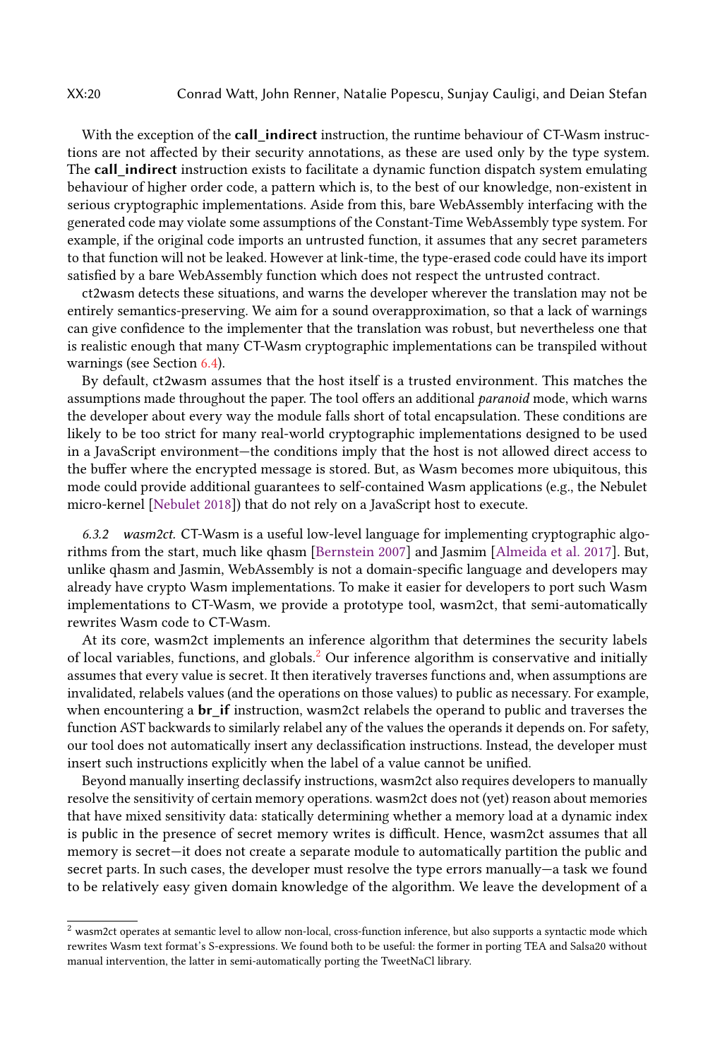With the exception of the **call_indirect** instruction, the runtime behaviour of CT-Wasm instructions are not affected by their security annotations, as these are used only by the type system. The **call_indirect** instruction exists to facilitate a dynamic function dispatch system emulating behaviour of higher order code, a pattern which is, to the best of our knowledge, non-existent in serious cryptographic implementations. Aside from this, bare WebAssembly interfacing with the generated code may violate some assumptions of the Constant-Time WebAssembly type system. For example, if the original code imports an untrusted function, it assumes that any secret parameters to that function will not be leaked. However at link-time, the type-erased code could have its import satisfied by a bare WebAssembly function which does not respect the untrusted contract.

ct2wasm detects these situations, and warns the developer wherever the translation may not be entirely semantics-preserving. We aim for a sound overapproximation, so that a lack of warnings can give confidence to the implementer that the translation was robust, but nevertheless one that is realistic enough that many CT-Wasm cryptographic implementations can be transpiled without warnings (see Section 6.4).

By default, ct2wasm assumes that the host itself is a trusted environment. This matches the assumptions made throughout the paper. The tool offers an additional *paranoid* mode, which warns the developer about every way the module falls short of total encapsulation. These conditions are likely to be too strict for many real-world cryptographic implementations designed to be used in a JavaScript environment—the conditions imply that the host is not allowed direct access to the buffer where the encrypted message is stored. But, as Wasm becomes more ubiquitous, this mode could provide additional guarantees to self-contained Wasm applications (e.g., the Nebulet micro-kernel [Nebulet 2018]) that do not rely on a JavaScript host to execute.

*6.3.2 wasm2ct.* CT-Wasm is a useful low-level language for implementing cryptographic algorithms from the start, much like qhasm [Bernstein 2007] and Jasmim [Almeida et al. 2017]. But, unlike qhasm and Jasmin, WebAssembly is not a domain-specific language and developers may already have crypto Wasm implementations. To make it easier for developers to port such Wasm implementations to CT-Wasm, we provide a prototype tool, wasm2ct, that semi-automatically rewrites Wasm code to CT-Wasm.

At its core, wasm2ct implements an inference algorithm that determines the security labels of local variables, functions, and globals.[2] Our inference algorithm is conservative and initially assumes that every value is secret. It then iteratively traverses functions and, when assumptions are invalidated, relabels values (and the operations on those values) to public as necessary. For example, when encountering a **br_if** instruction, wasm2ct relabels the operand to public and traverses the function AST backwards to similarly relabel any of the values the operands it depends on. For safety, our tool does not automatically insert any declassification instructions. Instead, the developer must insert such instructions explicitly when the label of a value cannot be unified.

Beyond manually inserting declassify instructions, wasm2ct also requires developers to manually resolve the sensitivity of certain memory operations. wasm2ct does not (yet) reason about memories that have mixed sensitivity data: statically determining whether a memory load at a dynamic index is public in the presence of secret memory writes is difficult. Hence, wasm2ct assumes that all memory is secret—it does not create a separate module to automatically partition the public and secret parts. In such cases, the developer must resolve the type errors manually—a task we found to be relatively easy given domain knowledge of the algorithm. We leave the development of a

[2] wasm2ct operates at semantic level to allow non-local, cross-function inference, but also supports a syntactic mode which rewrites Wasm text format's S-expressions. We found both to be useful: the former in porting TEA and Salsa20 without manual intervention, the latter in semi-automatically porting the TweetNaCl library.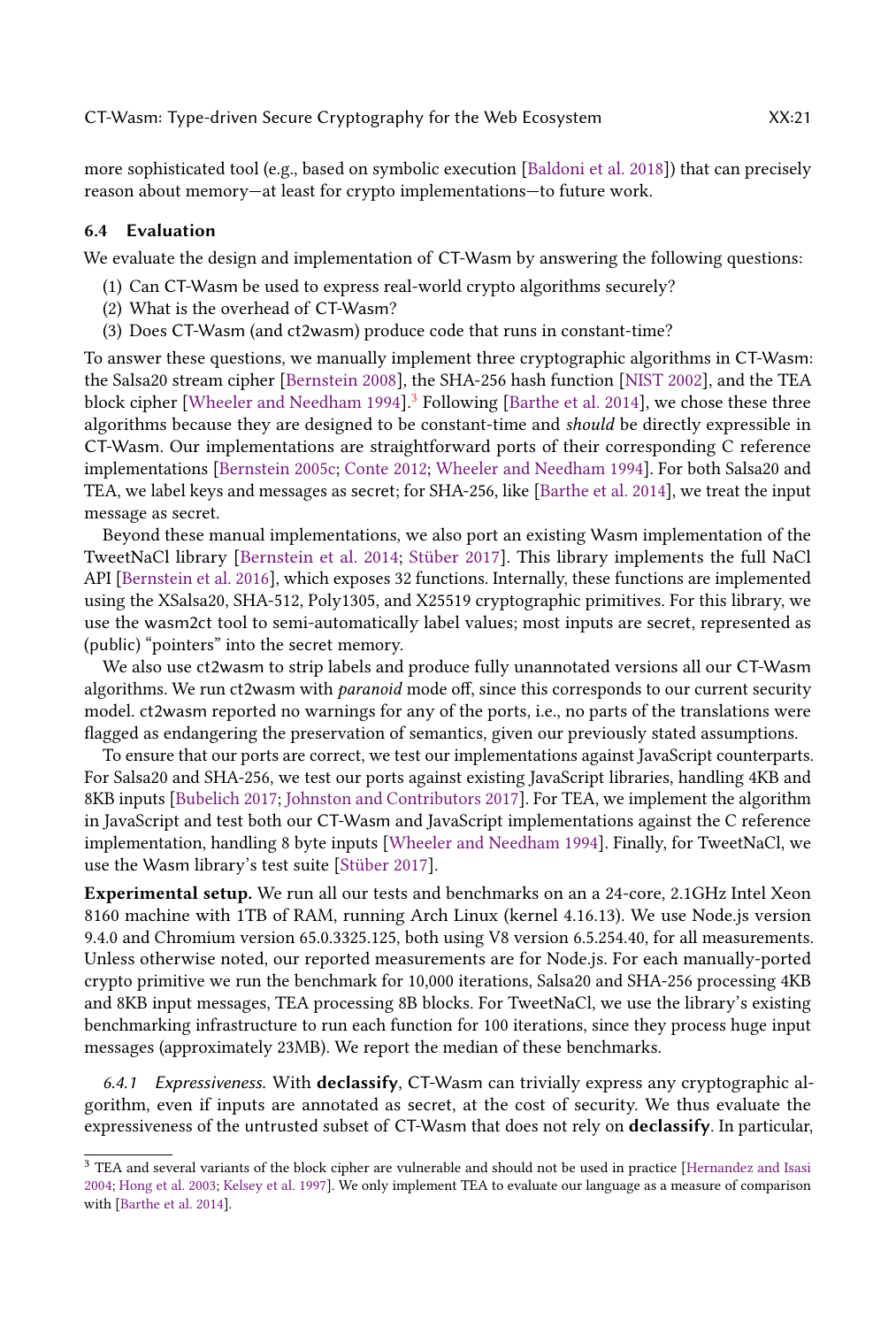more sophisticated tool (e.g., based on symbolic execution [Baldoni et al. 2018]) that can precisely reason about memory—at least for crypto implementations—to future work.

### 6.4 Evaluation

We evaluate the design and implementation of CT-Wasm by answering the following questions:

(1) Can CT-Wasm be used to express real-world crypto algorithms securely?
(2) What is the overhead of CT-Wasm?
(3) Does CT-Wasm (and ct2wasm) produce code that runs in constant-time?

To answer these questions, we manually implement three cryptographic algorithms in CT-Wasm: the Salsa20 stream cipher [Bernstein 2008], the SHA-256 hash function [NIST 2002], and the TEA block cipher [Wheeler and Needham 1994].[3] Following [Barthe et al. 2014], we chose these three algorithms because they are designed to be constant-time and *should* be directly expressible in CT-Wasm. Our implementations are straightforward ports of their corresponding C reference implementations [Bernstein 2005c; Conte 2012; Wheeler and Needham 1994]. For both Salsa20 and TEA, we label keys and messages as secret; for SHA-256, like [Barthe et al. 2014], we treat the input message as secret.

Beyond these manual implementations, we also port an existing Wasm implementation of the TweetNaCl library [Bernstein et al. 2014; Stüber 2017]. This library implements the full NaCl API [Bernstein et al. 2016], which exposes 32 functions. Internally, these functions are implemented using the XSalsa20, SHA-512, Poly1305, and X25519 cryptographic primitives. For this library, we use the wasm2ct tool to semi-automatically label values; most inputs are secret, represented as (public) "pointers" into the secret memory.

We also use ct2wasm to strip labels and produce fully unannotated versions all our CT-Wasm algorithms. We run ct2wasm with *paranoid* mode off, since this corresponds to our current security model. ct2wasm reported no warnings for any of the ports, i.e., no parts of the translations were flagged as endangering the preservation of semantics, given our previously stated assumptions.

To ensure that our ports are correct, we test our implementations against JavaScript counterparts. For Salsa20 and SHA-256, we test our ports against existing JavaScript libraries, handling 4KB and 8KB inputs [Bubelich 2017; Johnston and Contributors 2017]. For TEA, we implement the algorithm in JavaScript and test both our CT-Wasm and JavaScript implementations against the C reference implementation, handling 8 byte inputs [Wheeler and Needham 1994]. Finally, for TweetNaCl, we use the Wasm library's test suite [Stüber 2017].

**Experimental setup.** We run all our tests and benchmarks on an a 24-core, 2.1GHz Intel Xeon 8160 machine with 1TB of RAM, running Arch Linux (kernel 4.16.13). We use Node.js version 9.4.0 and Chromium version 65.0.3325.125, both using V8 version 6.5.254.40, for all measurements. Unless otherwise noted, our reported measurements are for Node.js. For each manually-ported crypto primitive we run the benchmark for 10,000 iterations, Salsa20 and SHA-256 processing 4KB and 8KB input messages, TEA processing 8B blocks. For TweetNaCl, we use the library's existing benchmarking infrastructure to run each function for 100 iterations, since they process huge input messages (approximately 23MB). We report the median of these benchmarks.

#### 6.4.1 *Expressiveness.*

With **declassify**, CT-Wasm can trivially express any cryptographic algorithm, even if inputs are annotated as secret, at the cost of security. We thus evaluate the expressiveness of the untrusted subset of CT-Wasm that does not rely on **declassify**. In particular,

[3] TEA and several variants of the block cipher are vulnerable and should not be used in practice [Hernandez and Isasi 2004; Hong et al. 2003; Kelsey et al. 1997]. We only implement TEA to evaluate our language as a measure of comparison with [Barthe et al. 2014].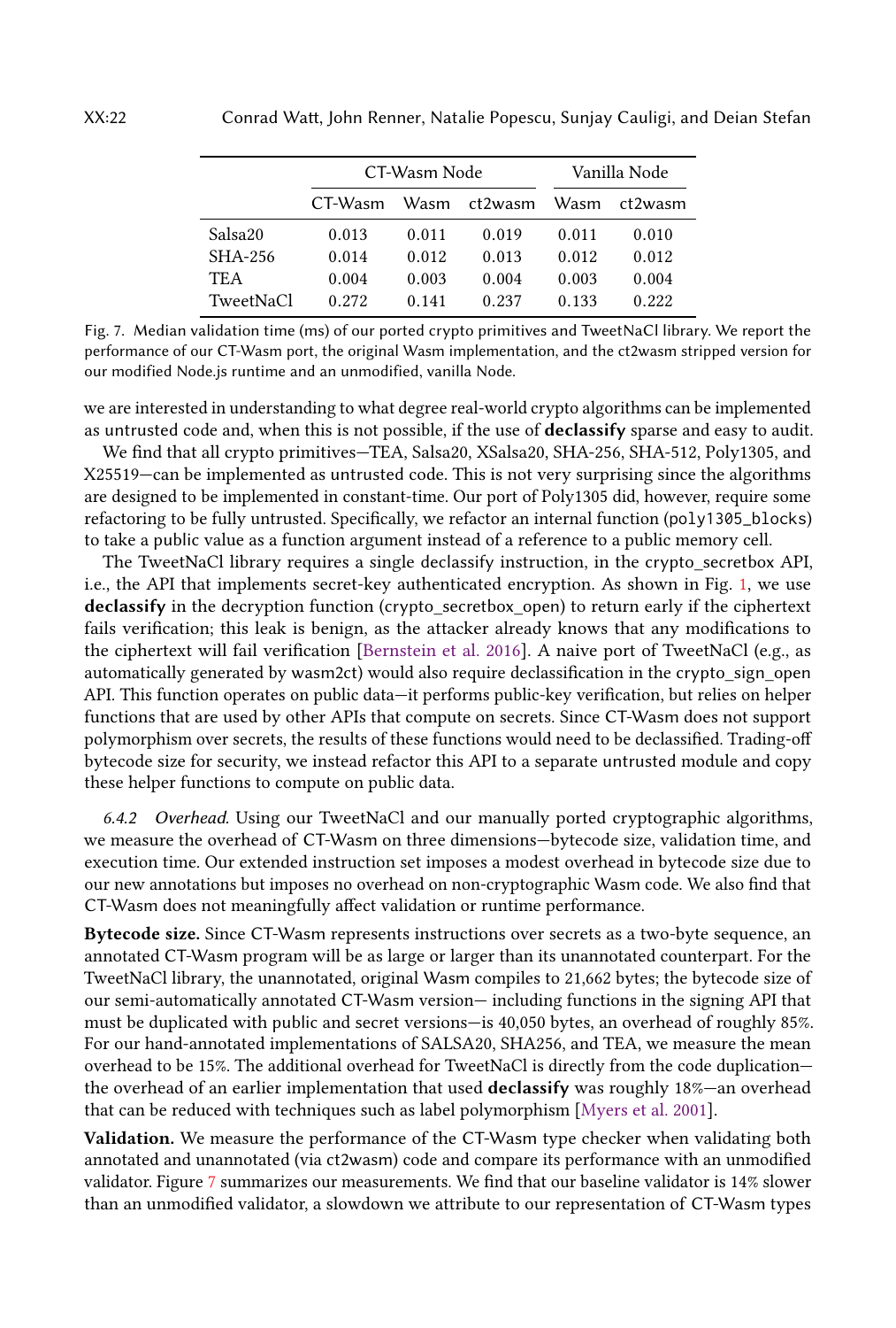| | CT-Wasm Node | | | Vanilla Node | |
|---|---|---|---|---|---|
| | CT-Wasm | Wasm | ct2wasm | Wasm | ct2wasm |
| Salsa20 | 0.013 | 0.011 | 0.019 | 0.011 | 0.010 |
| SHA-256 | 0.014 | 0.012 | 0.013 | 0.012 | 0.012 |
| TEA | 0.004 | 0.003 | 0.004 | 0.003 | 0.004 |
| TweetNaCl | 0.272 | 0.141 | 0.237 | 0.133 | 0.222 |

Fig. 7. Median validation time (ms) of our ported crypto primitives and TweetNaCl library. We report the performance of our CT-Wasm port, the original Wasm implementation, and the ct2wasm stripped version for our modified Node.js runtime and an unmodified, vanilla Node.

we are interested in understanding to what degree real-world crypto algorithms can be implemented as untrusted code and, when this is not possible, if the use of **declassify** sparse and easy to audit.

We find that all crypto primitives—TEA, Salsa20, XSalsa20, SHA-256, SHA-512, Poly1305, and X25519—can be implemented as untrusted code. This is not very surprising since the algorithms are designed to be implemented in constant-time. Our port of Poly1305 did, however, require some refactoring to be fully untrusted. Specifically, we refactor an internal function (`poly1305_blocks`) to take a public value as a function argument instead of a reference to a public memory cell.

The TweetNaCl library requires a single declassify instruction, in the crypto_secretbox API, i.e., the API that implements secret-key authenticated encryption. As shown in Fig. 1, we use **declassify** in the decryption function (crypto_secretbox_open) to return early if the ciphertext fails verification; this leak is benign, as the attacker already knows that any modifications to the ciphertext will fail verification [Bernstein et al. 2016]. A naive port of TweetNaCl (e.g., as automatically generated by wasm2ct) would also require declassification in the crypto_sign_open API. This function operates on public data—it performs public-key verification, but relies on helper functions that are used by other APIs that compute on secrets. Since CT-Wasm does not support polymorphism over secrets, the results of these functions would need to be declassified. Trading-off bytecode size for security, we instead refactor this API to a separate untrusted module and copy these helper functions to compute on public data.

*6.4.2 Overhead.* Using our TweetNaCl and our manually ported cryptographic algorithms, we measure the overhead of CT-Wasm on three dimensions—bytecode size, validation time, and execution time. Our extended instruction set imposes a modest overhead in bytecode size due to our new annotations but imposes no overhead on non-cryptographic Wasm code. We also find that CT-Wasm does not meaningfully affect validation or runtime performance.

**Bytecode size.** Since CT-Wasm represents instructions over secrets as a two-byte sequence, an annotated CT-Wasm program will be as large or larger than its unannotated counterpart. For the TweetNaCl library, the unannotated, original Wasm compiles to 21,662 bytes; the bytecode size of our semi-automatically annotated CT-Wasm version— including functions in the signing API that must be duplicated with public and secret versions—is 40,050 bytes, an overhead of roughly 85%. For our hand-annotated implementations of SALSA20, SHA256, and TEA, we measure the mean overhead to be 15%. The additional overhead for TweetNaCl is directly from the code duplication—the overhead of an earlier implementation that used **declassify** was roughly 18%—an overhead that can be reduced with techniques such as label polymorphism [Myers et al. 2001].

**Validation.** We measure the performance of the CT-Wasm type checker when validating both annotated and unannotated (via ct2wasm) code and compare its performance with an unmodified validator. Figure 7 summarizes our measurements. We find that our baseline validator is 14% slower than an unmodified validator, a slowdown we attribute to our representation of CT-Wasm types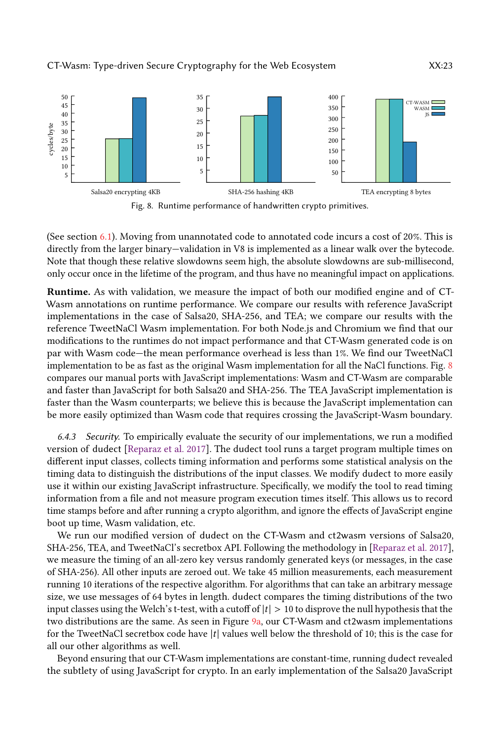Fig. 8. Runtime performance of handwritten crypto primitives.

(See section 6.1). Moving from unannotated code to annotated code incurs a cost of 20%. This is directly from the larger binary—validation in V8 is implemented as a linear walk over the bytecode. Note that though these relative slowdowns seem high, the absolute slowdowns are sub-millisecond, only occur once in the lifetime of the program, and thus have no meaningful impact on applications.

**Runtime.** As with validation, we measure the impact of both our modified engine and of CT-Wasm annotations on runtime performance. We compare our results with reference JavaScript implementations in the case of Salsa20, SHA-256, and TEA; we compare our results with the reference TweetNaCl Wasm implementation. For both Node.js and Chromium we find that our modifications to the runtimes do not impact performance and that CT-Wasm generated code is on par with Wasm code—the mean performance overhead is less than 1%. We find our TweetNaCl implementation to be as fast as the original Wasm implementation for all the NaCl functions. Fig. 8 compares our manual ports with JavaScript implementations: Wasm and CT-Wasm are comparable and faster than JavaScript for both Salsa20 and SHA-256. The TEA JavaScript implementation is faster than the Wasm counterparts; we believe this is because the JavaScript implementation can be more easily optimized than Wasm code that requires crossing the JavaScript-Wasm boundary.

*6.4.3 Security.* To empirically evaluate the security of our implementations, we run a modified version of dudect [Reparaz et al. 2017]. The dudect tool runs a target program multiple times on different input classes, collects timing information and performs some statistical analysis on the timing data to distinguish the distributions of the input classes. We modify dudect to more easily use it within our existing JavaScript infrastructure. Specifically, we modify the tool to read timing information from a file and not measure program execution times itself. This allows us to record time stamps before and after running a crypto algorithm, and ignore the effects of JavaScript engine boot up time, Wasm validation, etc.

We run our modified version of dudect on the CT-Wasm and ct2wasm versions of Salsa20, SHA-256, TEA, and TweetNaCl's secretbox API. Following the methodology in [Reparaz et al. 2017], we measure the timing of an all-zero key versus randomly generated keys (or messages, in the case of SHA-256). All other inputs are zeroed out. We take 45 million measurements, each measurement running 10 iterations of the respective algorithm. For algorithms that can take an arbitrary message size, we use messages of 64 bytes in length. dudect compares the timing distributions of the two input classes using the Welch's t-test, with a cutoff of $|t| > 10$ to disprove the null hypothesis that the two distributions are the same. As seen in Figure 9a, our CT-Wasm and ct2wasm implementations for the TweetNaCl secretbox code have $|t|$ values well below the threshold of 10; this is the case for all our other algorithms as well.

Beyond ensuring that our CT-Wasm implementations are constant-time, running dudect revealed the subtlety of using JavaScript for crypto. In an early implementation of the Salsa20 JavaScript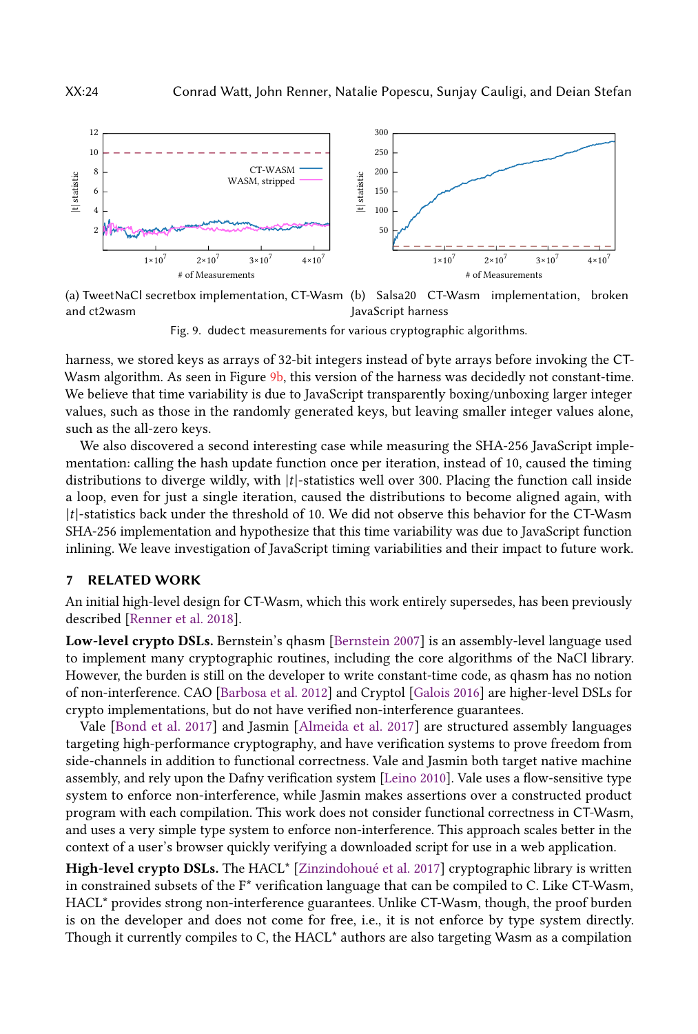(a) TweetNaCl secretbox implementation, CT-Wasm and ct2wasm

(b) Salsa20 CT-Wasm implementation, broken JavaScript harness

Fig. 9. dudect measurements for various cryptographic algorithms.

harness, we stored keys as arrays of 32-bit integers instead of byte arrays before invoking the CT-Wasm algorithm. As seen in Figure 9b, this version of the harness was decidedly not constant-time. We believe that time variability is due to JavaScript transparently boxing/unboxing larger integer values, such as those in the randomly generated keys, but leaving smaller integer values alone, such as the all-zero keys.

We also discovered a second interesting case while measuring the SHA-256 JavaScript implementation: calling the hash update function once per iteration, instead of 10, caused the timing distributions to diverge wildly, with $|t|$-statistics well over 300. Placing the function call inside a loop, even for just a single iteration, caused the distributions to become aligned again, with $|t|$-statistics back under the threshold of 10. We did not observe this behavior for the CT-Wasm SHA-256 implementation and hypothesize that this time variability was due to JavaScript function inlining. We leave investigation of JavaScript timing variabilities and their impact to future work.

## 7 RELATED WORK

An initial high-level design for CT-Wasm, which this work entirely supersedes, has been previously described [Renner et al. 2018].

**Low-level crypto DSLs.** Bernstein's qhasm [Bernstein 2007] is an assembly-level language used to implement many cryptographic routines, including the core algorithms of the NaCl library. However, the burden is still on the developer to write constant-time code, as qhasm has no notion of non-interference. CAO [Barbosa et al. 2012] and Cryptol [Galois 2016] are higher-level DSLs for crypto implementations, but do not have verified non-interference guarantees.

Vale [Bond et al. 2017] and Jasmin [Almeida et al. 2017] are structured assembly languages targeting high-performance cryptography, and have verification systems to prove freedom from side-channels in addition to functional correctness. Vale and Jasmin both target native machine assembly, and rely upon the Dafny verification system [Leino 2010]. Vale uses a flow-sensitive type system to enforce non-interference, while Jasmin makes assertions over a constructed product program with each compilation. This work does not consider functional correctness in CT-Wasm, and uses a very simple type system to enforce non-interference. This approach scales better in the context of a user's browser quickly verifying a downloaded script for use in a web application.

**High-level crypto DSLs.** The HACL* [Zinzindohoué et al. 2017] cryptographic library is written in constrained subsets of the F* verification language that can be compiled to C. Like CT-Wasm, HACL* provides strong non-interference guarantees. Unlike CT-Wasm, though, the proof burden is on the developer and does not come for free, i.e., it is not enforce by type system directly. Though it currently compiles to C, the HACL* authors are also targeting Wasm as a compilation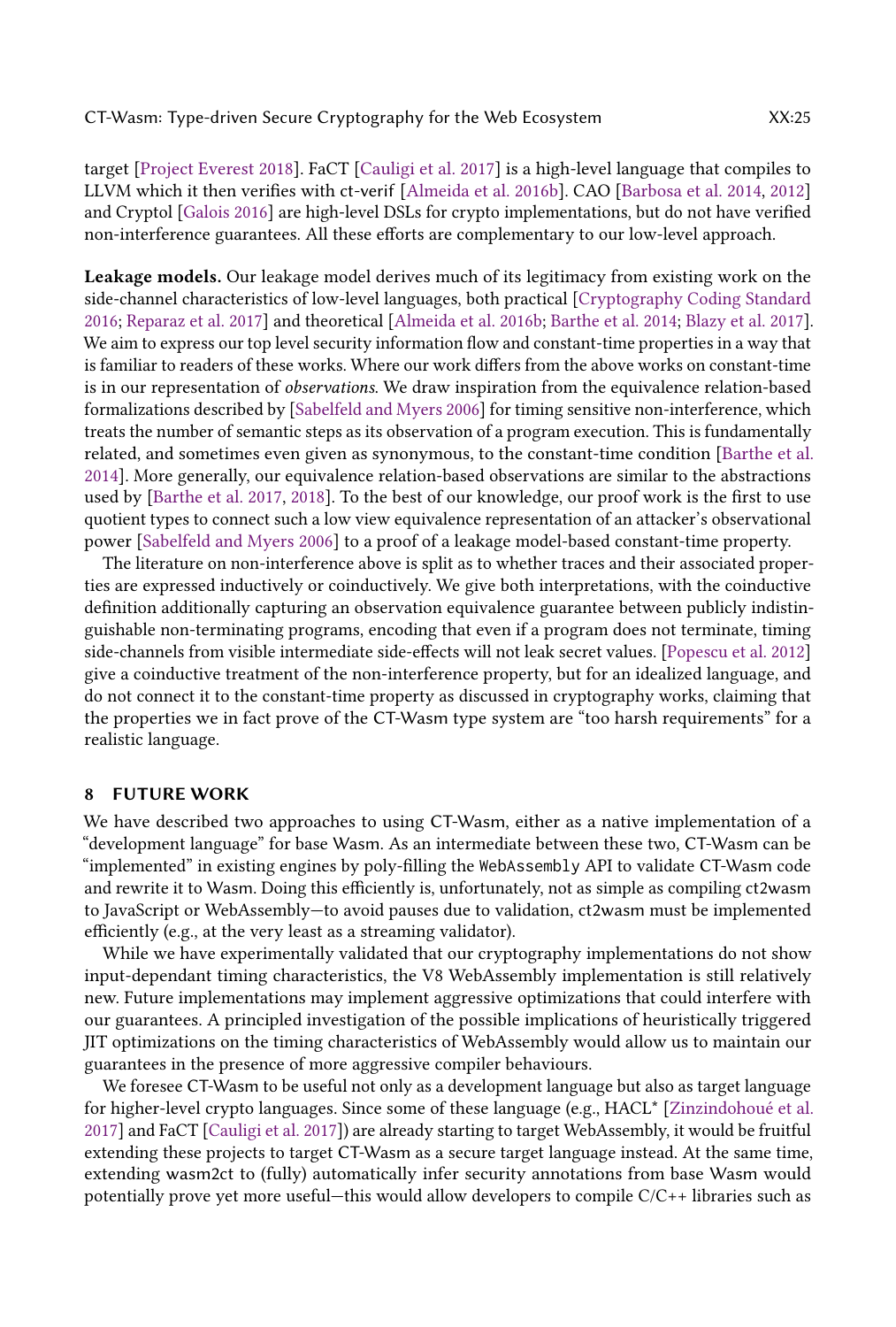target [Project Everest 2018]. FaCT [Cauligi et al. 2017] is a high-level language that compiles to LLVM which it then verifies with ct-verif [Almeida et al. 2016b]. CAO [Barbosa et al. 2014, 2012] and Cryptol [Galois 2016] are high-level DSLs for crypto implementations, but do not have verified non-interference guarantees. All these efforts are complementary to our low-level approach.

**Leakage models.** Our leakage model derives much of its legitimacy from existing work on the side-channel characteristics of low-level languages, both practical [Cryptography Coding Standard 2016; Reparaz et al. 2017] and theoretical [Almeida et al. 2016b; Barthe et al. 2014; Blazy et al. 2017]. We aim to express our top level security information flow and constant-time properties in a way that is familiar to readers of these works. Where our work differs from the above works on constant-time is in our representation of *observations*. We draw inspiration from the equivalence relation-based formalizations described by [Sabelfeld and Myers 2006] for timing sensitive non-interference, which treats the number of semantic steps as its observation of a program execution. This is fundamentally related, and sometimes even given as synonymous, to the constant-time condition [Barthe et al. 2014]. More generally, our equivalence relation-based observations are similar to the abstractions used by [Barthe et al. 2017, 2018]. To the best of our knowledge, our proof work is the first to use quotient types to connect such a low view equivalence representation of an attacker's observational power [Sabelfeld and Myers 2006] to a proof of a leakage model-based constant-time property.

The literature on non-interference above is split as to whether traces and their associated properties are expressed inductively or coinductively. We give both interpretations, with the coinductive definition additionally capturing an observation equivalence guarantee between publicly indistinguishable non-terminating programs, encoding that even if a program does not terminate, timing side-channels from visible intermediate side-effects will not leak secret values. [Popescu et al. 2012] give a coinductive treatment of the non-interference property, but for an idealized language, and do not connect it to the constant-time property as discussed in cryptography works, claiming that the properties we in fact prove of the CT-Wasm type system are "too harsh requirements" for a realistic language.

## 8 FUTURE WORK

We have described two approaches to using CT-Wasm, either as a native implementation of a "development language" for base Wasm. As an intermediate between these two, CT-Wasm can be "implemented" in existing engines by poly-filling the `WebAssembly` API to validate CT-Wasm code and rewrite it to Wasm. Doing this efficiently is, unfortunately, not as simple as compiling ct2wasm to JavaScript or WebAssembly—to avoid pauses due to validation, ct2wasm must be implemented efficiently (e.g., at the very least as a streaming validator).

While we have experimentally validated that our cryptography implementations do not show input-dependant timing characteristics, the V8 WebAssembly implementation is still relatively new. Future implementations may implement aggressive optimizations that could interfere with our guarantees. A principled investigation of the possible implications of heuristically triggered JIT optimizations on the timing characteristics of WebAssembly would allow us to maintain our guarantees in the presence of more aggressive compiler behaviours.

We foresee CT-Wasm to be useful not only as a development language but also as target language for higher-level crypto languages. Since some of these language (e.g., HACL* [Zinzindohoué et al. 2017] and FaCT [Cauligi et al. 2017]) are already starting to target WebAssembly, it would be fruitful extending these projects to target CT-Wasm as a secure target language instead. At the same time, extending wasm2ct to (fully) automatically infer security annotations from base Wasm would potentially prove yet more useful—this would allow developers to compile C/C++ libraries such as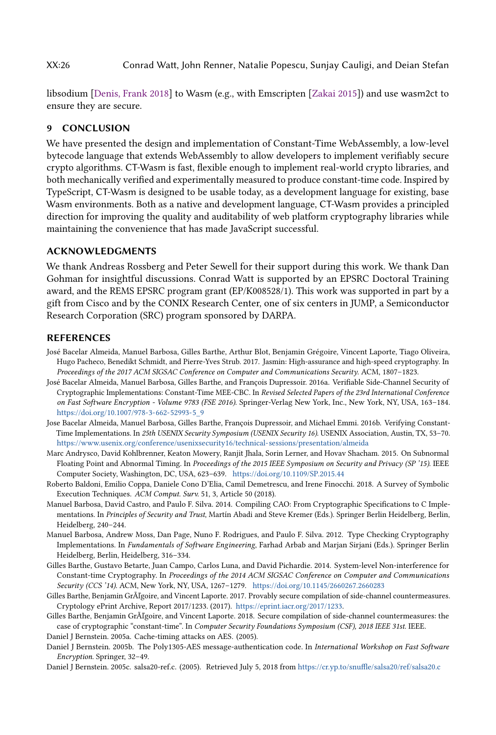libsodium [Denis, Frank 2018] to Wasm (e.g., with Emscripten [Zakai 2015]) and use wasm2ct to ensure they are secure.

## 9 CONCLUSION

We have presented the design and implementation of Constant-Time WebAssembly, a low-level bytecode language that extends WebAssembly to allow developers to implement verifiably secure crypto algorithms. CT-Wasm is fast, flexible enough to implement real-world crypto libraries, and both mechanically verified and experimentally measured to produce constant-time code. Inspired by TypeScript, CT-Wasm is designed to be usable today, as a development language for existing, base Wasm environments. Both as a native and development language, CT-Wasm provides a principled direction for improving the quality and auditability of web platform cryptography libraries while maintaining the convenience that has made JavaScript successful.

## ACKNOWLEDGMENTS

We thank Andreas Rossberg and Peter Sewell for their support during this work. We thank Dan Gohman for insightful discussions. Conrad Watt is supported by an EPSRC Doctoral Training award, and the REMS EPSRC program grant (EP/K008528/1). This work was supported in part by a gift from Cisco and by the CONIX Research Center, one of six centers in JUMP, a Semiconductor Research Corporation (SRC) program sponsored by DARPA.

## REFERENCES

José Bacelar Almeida, Manuel Barbosa, Gilles Barthe, Arthur Blot, Benjamin Grégoire, Vincent Laporte, Tiago Oliveira, Hugo Pacheco, Benedikt Schmidt, and Pierre-Yves Strub. 2017. Jasmin: High-assurance and high-speed cryptography. In *Proceedings of the 2017 ACM SIGSAC Conference on Computer and Communications Security*. ACM, 1807–1823.

José Bacelar Almeida, Manuel Barbosa, Gilles Barthe, and François Dupressoir. 2016a. Verifiable Side-Channel Security of Cryptographic Implementations: Constant-Time MEE-CBC. In *Revised Selected Papers of the 23rd International Conference on Fast Software Encryption - Volume 9783 (FSE 2016)*. Springer-Verlag New York, Inc., New York, NY, USA, 163–184. https://doi.org/10.1007/978-3-662-52993-5_9

Jose Bacelar Almeida, Manuel Barbosa, Gilles Barthe, François Dupressoir, and Michael Emmi. 2016b. Verifying Constant-Time Implementations. In *25th USENIX Security Symposium (USENIX Security 16)*. USENIX Association, Austin, TX, 53–70. https://www.usenix.org/conference/usenixsecurity16/technical-sessions/presentation/almeida

Marc Andrysco, David Kohlbrenner, Keaton Mowery, Ranjit Jhala, Sorin Lerner, and Hovav Shacham. 2015. On Subnormal Floating Point and Abnormal Timing. In *Proceedings of the 2015 IEEE Symposium on Security and Privacy (SP '15)*. IEEE Computer Society, Washington, DC, USA, 623–639. https://doi.org/10.1109/SP.2015.44

Roberto Baldoni, Emilio Coppa, Daniele Cono D'Elia, Camil Demetrescu, and Irene Finocchi. 2018. A Survey of Symbolic Execution Techniques. *ACM Comput. Surv.* 51, 3, Article 50 (2018).

Manuel Barbosa, David Castro, and Paulo F. Silva. 2014. Compiling CAO: From Cryptographic Specifications to C Implementations. In *Principles of Security and Trust*, Martín Abadi and Steve Kremer (Eds.). Springer Berlin Heidelberg, Berlin, Heidelberg, 240–244.

Manuel Barbosa, Andrew Moss, Dan Page, Nuno F. Rodrigues, and Paulo F. Silva. 2012. Type Checking Cryptography Implementations. In *Fundamentals of Software Engineering*, Farhad Arbab and Marjan Sirjani (Eds.). Springer Berlin Heidelberg, Berlin, Heidelberg, 316–334.

Gilles Barthe, Gustavo Betarte, Juan Campo, Carlos Luna, and David Pichardie. 2014. System-level Non-interference for Constant-time Cryptography. In *Proceedings of the 2014 ACM SIGSAC Conference on Computer and Communications Security (CCS '14)*. ACM, New York, NY, USA, 1267–1279. https://doi.org/10.1145/2660267.2660283

Gilles Barthe, Benjamin GrÃĺgoire, and Vincent Laporte. 2017. Provably secure compilation of side-channel countermeasures. Cryptology ePrint Archive, Report 2017/1233. (2017). https://eprint.iacr.org/2017/1233.

Gilles Barthe, Benjamin GrÃĺgoire, and Vincent Laporte. 2018. Secure compilation of side-channel countermeasures: the case of cryptographic "constant-time". In *Computer Security Foundations Symposium (CSF), 2018 IEEE 31st*. IEEE.

Daniel J Bernstein. 2005a. Cache-timing attacks on AES. (2005).

Daniel J Bernstein. 2005b. The Poly1305-AES message-authentication code. In *International Workshop on Fast Software Encryption*. Springer, 32–49.

Daniel J Bernstein. 2005c. salsa20-ref.c. (2005). Retrieved July 5, 2018 from https://cr.yp.to/snuffle/salsa20/ref/salsa20.c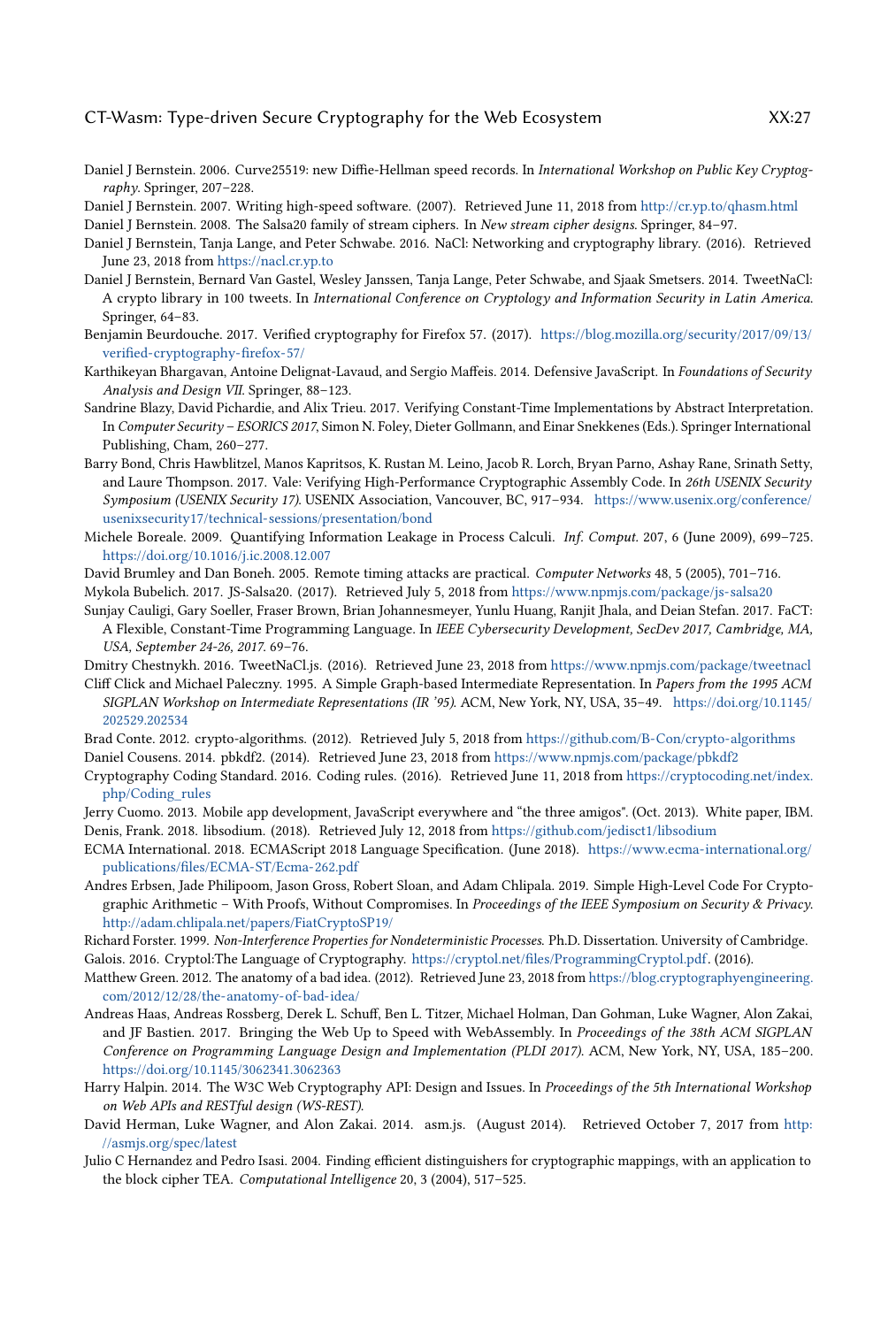Daniel J Bernstein. 2006. Curve25519: new Diffie-Hellman speed records. In *International Workshop on Public Key Cryptography*. Springer, 207–228.

Daniel J Bernstein. 2007. Writing high-speed software. (2007). Retrieved June 11, 2018 from http://cr.yp.to/qhasm.html

Daniel J Bernstein. 2008. The Salsa20 family of stream ciphers. In *New stream cipher designs*. Springer, 84–97.

Daniel J Bernstein, Tanja Lange, and Peter Schwabe. 2016. NaCl: Networking and cryptography library. (2016). Retrieved June 23, 2018 from https://nacl.cr.yp.to

Daniel J Bernstein, Bernard Van Gastel, Wesley Janssen, Tanja Lange, Peter Schwabe, and Sjaak Smetsers. 2014. TweetNaCl: A crypto library in 100 tweets. In *International Conference on Cryptology and Information Security in Latin America*. Springer, 64–83.

Benjamin Beurdouche. 2017. Verified cryptography for Firefox 57. (2017). https://blog.mozilla.org/security/2017/09/13/verified-cryptography-firefox-57/

Karthikeyan Bhargavan, Antoine Delignat-Lavaud, and Sergio Maffeis. 2014. Defensive JavaScript. In *Foundations of Security Analysis and Design VII*. Springer, 88–123.

Sandrine Blazy, David Pichardie, and Alix Trieu. 2017. Verifying Constant-Time Implementations by Abstract Interpretation. In *Computer Security – ESORICS 2017*, Simon N. Foley, Dieter Gollmann, and Einar Snekkenes (Eds.). Springer International Publishing, Cham, 260–277.

Barry Bond, Chris Hawblitzel, Manos Kapritsos, K. Rustan M. Leino, Jacob R. Lorch, Bryan Parno, Ashay Rane, Srinath Setty, and Laure Thompson. 2017. Vale: Verifying High-Performance Cryptographic Assembly Code. In *26th USENIX Security Symposium (USENIX Security 17)*. USENIX Association, Vancouver, BC, 917–934. https://www.usenix.org/conference/usenixsecurity17/technical-sessions/presentation/bond

Michele Boreale. 2009. Quantifying Information Leakage in Process Calculi. *Inf. Comput.* 207, 6 (June 2009), 699–725. https://doi.org/10.1016/j.ic.2008.12.007

David Brumley and Dan Boneh. 2005. Remote timing attacks are practical. *Computer Networks* 48, 5 (2005), 701–716.

Mykola Bubelich. 2017. JS-Salsa20. (2017). Retrieved July 5, 2018 from https://www.npmjs.com/package/js-salsa20

Sunjay Cauligi, Gary Soeller, Fraser Brown, Brian Johannesmeyer, Yunlu Huang, Ranjit Jhala, and Deian Stefan. 2017. FaCT: A Flexible, Constant-Time Programming Language. In *IEEE Cybersecurity Development, SecDev 2017, Cambridge, MA, USA, September 24-26, 2017*. 69–76.

Dmitry Chestnykh. 2016. TweetNaCl.js. (2016). Retrieved June 23, 2018 from https://www.npmjs.com/package/tweetnacl

Cliff Click and Michael Paleczny. 1995. A Simple Graph-based Intermediate Representation. In *Papers from the 1995 ACM SIGPLAN Workshop on Intermediate Representations (IR '95)*. ACM, New York, NY, USA, 35–49. https://doi.org/10.1145/202529.202534

Brad Conte. 2012. crypto-algorithms. (2012). Retrieved July 5, 2018 from https://github.com/B-Con/crypto-algorithms

Daniel Cousens. 2014. pbkdf2. (2014). Retrieved June 23, 2018 from https://www.npmjs.com/package/pbkdf2

Cryptography Coding Standard. 2016. Coding rules. (2016). Retrieved June 11, 2018 from https://cryptocoding.net/index.php/Coding_rules

Jerry Cuomo. 2013. Mobile app development, JavaScript everywhere and "the three amigos". (Oct. 2013). White paper, IBM.

Denis, Frank. 2018. libsodium. (2018). Retrieved July 12, 2018 from https://github.com/jedisct1/libsodium

ECMA International. 2018. ECMAScript 2018 Language Specification. (June 2018). https://www.ecma-international.org/publications/files/ECMA-ST/Ecma-262.pdf

Andres Erbsen, Jade Philipoom, Jason Gross, Robert Sloan, and Adam Chlipala. 2019. Simple High-Level Code For Cryptographic Arithmetic – With Proofs, Without Compromises. In *Proceedings of the IEEE Symposium on Security & Privacy*. http://adam.chlipala.net/papers/FiatCryptoSP19/

Richard Forster. 1999. *Non-Interference Properties for Nondeterministic Processes*. Ph.D. Dissertation. University of Cambridge.

Galois. 2016. Cryptol:The Language of Cryptography. https://cryptol.net/files/ProgrammingCryptol.pdf. (2016).

Matthew Green. 2012. The anatomy of a bad idea. (2012). Retrieved June 23, 2018 from https://blog.cryptographyengineering.com/2012/12/28/the-anatomy-of-bad-idea/

Andreas Haas, Andreas Rossberg, Derek L. Schuff, Ben L. Titzer, Michael Holman, Dan Gohman, Luke Wagner, Alon Zakai, and JF Bastien. 2017. Bringing the Web Up to Speed with WebAssembly. In *Proceedings of the 38th ACM SIGPLAN Conference on Programming Language Design and Implementation (PLDI 2017)*. ACM, New York, NY, USA, 185–200. https://doi.org/10.1145/3062341.3062363

Harry Halpin. 2014. The W3C Web Cryptography API: Design and Issues. In *Proceedings of the 5th International Workshop on Web APIs and RESTful design (WS-REST)*.

David Herman, Luke Wagner, and Alon Zakai. 2014. asm.js. (August 2014). Retrieved October 7, 2017 from http://asmjs.org/spec/latest

Julio C Hernandez and Pedro Isasi. 2004. Finding efficient distinguishers for cryptographic mappings, with an application to the block cipher TEA. *Computational Intelligence* 20, 3 (2004), 517–525.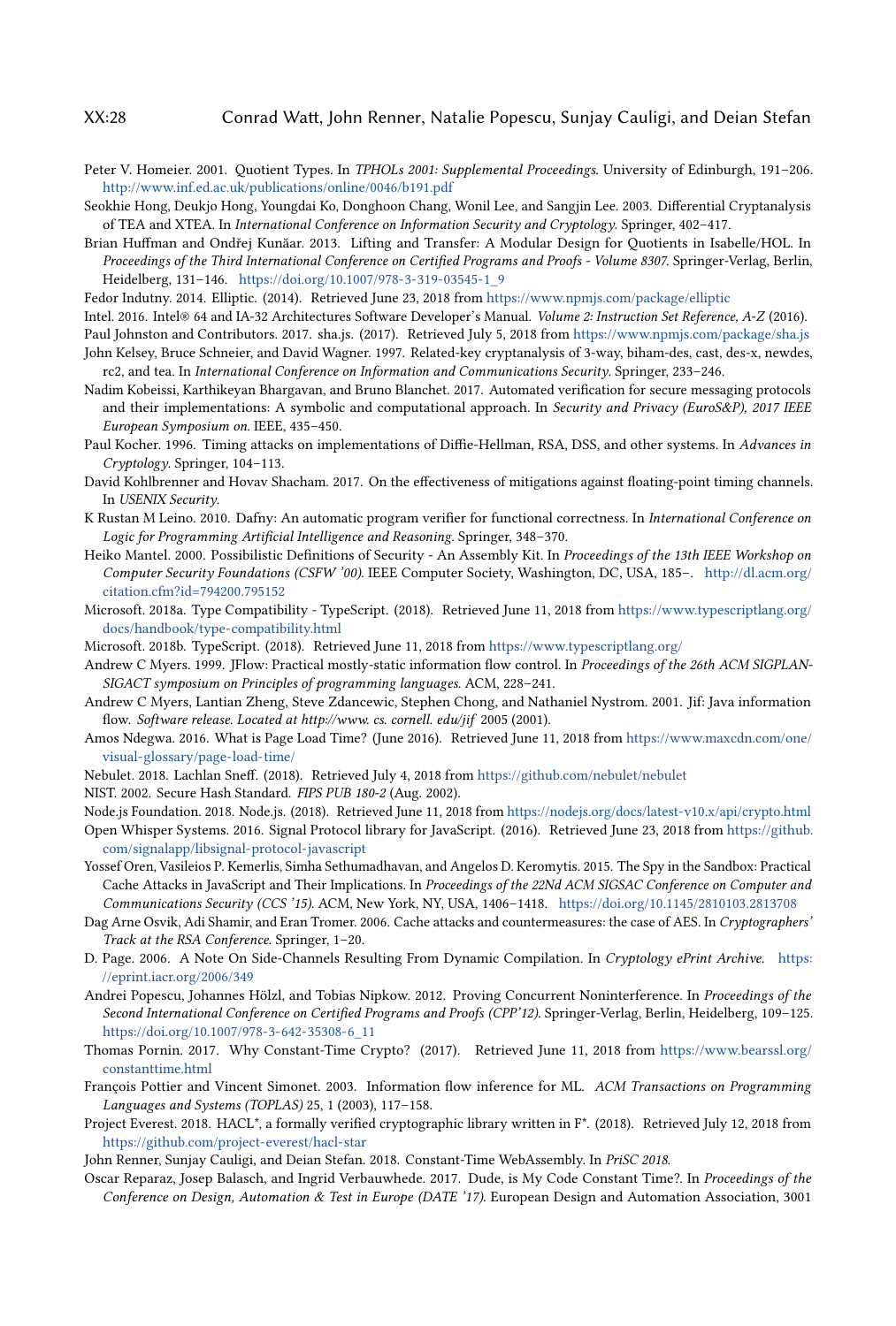Peter V. Homeier. 2001. Quotient Types. In *TPHOLs 2001: Supplemental Proceedings*. University of Edinburgh, 191–206. http://www.inf.ed.ac.uk/publications/online/0046/b191.pdf

Seokhie Hong, Deukjo Hong, Youngdai Ko, Donghoon Chang, Wonil Lee, and Sangjin Lee. 2003. Differential Cryptanalysis of TEA and XTEA. In *International Conference on Information Security and Cryptology*. Springer, 402–417.

Brian Huffman and Ondřej Kunčar. 2013. Lifting and Transfer: A Modular Design for Quotients in Isabelle/HOL. In *Proceedings of the Third International Conference on Certified Programs and Proofs - Volume 8307*. Springer-Verlag, Berlin, Heidelberg, 131–146. https://doi.org/10.1007/978-3-319-03545-1_9

Fedor Indutny. 2014. Elliptic. (2014). Retrieved June 23, 2018 from https://www.npmjs.com/package/elliptic

Intel. 2016. Intel® 64 and IA-32 Architectures Software Developer's Manual. *Volume 2: Instruction Set Reference, A-Z* (2016).

Paul Johnston and Contributors. 2017. sha.js. (2017). Retrieved July 5, 2018 from https://www.npmjs.com/package/sha.js

John Kelsey, Bruce Schneier, and David Wagner. 1997. Related-key cryptanalysis of 3-way, biham-des, cast, des-x, newdes, rc2, and tea. In *International Conference on Information and Communications Security*. Springer, 233–246.

Nadim Kobeissi, Karthikeyan Bhargavan, and Bruno Blanchet. 2017. Automated verification for secure messaging protocols and their implementations: A symbolic and computational approach. In *Security and Privacy (EuroS&P), 2017 IEEE European Symposium on*. IEEE, 435–450.

Paul Kocher. 1996. Timing attacks on implementations of Diffie-Hellman, RSA, DSS, and other systems. In *Advances in Cryptology*. Springer, 104–113.

David Kohlbrenner and Hovav Shacham. 2017. On the effectiveness of mitigations against floating-point timing channels. In *USENIX Security*.

K Rustan M Leino. 2010. Dafny: An automatic program verifier for functional correctness. In *International Conference on Logic for Programming Artificial Intelligence and Reasoning*. Springer, 348–370.

Heiko Mantel. 2000. Possibilistic Definitions of Security - An Assembly Kit. In *Proceedings of the 13th IEEE Workshop on Computer Security Foundations (CSFW '00)*. IEEE Computer Society, Washington, DC, USA, 185–. http://dl.acm.org/citation.cfm?id=794200.795152

Microsoft. 2018a. Type Compatibility - TypeScript. (2018). Retrieved June 11, 2018 from https://www.typescriptlang.org/docs/handbook/type-compatibility.html

Microsoft. 2018b. TypeScript. (2018). Retrieved June 11, 2018 from https://www.typescriptlang.org/

Andrew C Myers. 1999. JFlow: Practical mostly-static information flow control. In *Proceedings of the 26th ACM SIGPLAN-SIGACT symposium on Principles of programming languages*. ACM, 228–241.

Andrew C Myers, Lantian Zheng, Steve Zdancewic, Stephen Chong, and Nathaniel Nystrom. 2001. Jif: Java information flow. *Software release. Located at http://www. cs. cornell. edu/jif* 2005 (2001).

Amos Ndegwa. 2016. What is Page Load Time? (June 2016). Retrieved June 11, 2018 from https://www.maxcdn.com/one/visual-glossary/page-load-time/

Nebulet. 2018. Lachlan Sneff. (2018). Retrieved July 4, 2018 from https://github.com/nebulet/nebulet

NIST. 2002. Secure Hash Standard. *FIPS PUB 180-2* (Aug. 2002).

Node.js Foundation. 2018. Node.js. (2018). Retrieved June 11, 2018 from https://nodejs.org/docs/latest-v10.x/api/crypto.html

Open Whisper Systems. 2016. Signal Protocol library for JavaScript. (2016). Retrieved June 23, 2018 from https://github.com/signalapp/libsignal-protocol-javascript

Yossef Oren, Vasileios P. Kemerlis, Simha Sethumadhavan, and Angelos D. Keromytis. 2015. The Spy in the Sandbox: Practical Cache Attacks in JavaScript and Their Implications. In *Proceedings of the 22Nd ACM SIGSAC Conference on Computer and Communications Security (CCS '15)*. ACM, New York, NY, USA, 1406–1418. https://doi.org/10.1145/2810103.2813708

Dag Arne Osvik, Adi Shamir, and Eran Tromer. 2006. Cache attacks and countermeasures: the case of AES. In *Cryptographers' Track at the RSA Conference*. Springer, 1–20.

D. Page. 2006. A Note On Side-Channels Resulting From Dynamic Compilation. In *Cryptology ePrint Archive*. https://eprint.iacr.org/2006/349

Andrei Popescu, Johannes Hölzl, and Tobias Nipkow. 2012. Proving Concurrent Noninterference. In *Proceedings of the Second International Conference on Certified Programs and Proofs (CPP'12)*. Springer-Verlag, Berlin, Heidelberg, 109–125. https://doi.org/10.1007/978-3-642-35308-6_11

Thomas Pornin. 2017. Why Constant-Time Crypto? (2017). Retrieved June 11, 2018 from https://www.bearssl.org/constanttime.html

François Pottier and Vincent Simonet. 2003. Information flow inference for ML. *ACM Transactions on Programming Languages and Systems (TOPLAS)* 25, 1 (2003), 117–158.

Project Everest. 2018. HACL*, a formally verified cryptographic library written in F*. (2018). Retrieved July 12, 2018 from https://github.com/project-everest/hacl-star

John Renner, Sunjay Cauligi, and Deian Stefan. 2018. Constant-Time WebAssembly. In *PriSC 2018*.

Oscar Reparaz, Josep Balasch, and Ingrid Verbauwhede. 2017. Dude, is My Code Constant Time?. In *Proceedings of the Conference on Design, Automation & Test in Europe (DATE '17)*. European Design and Automation Association, 3001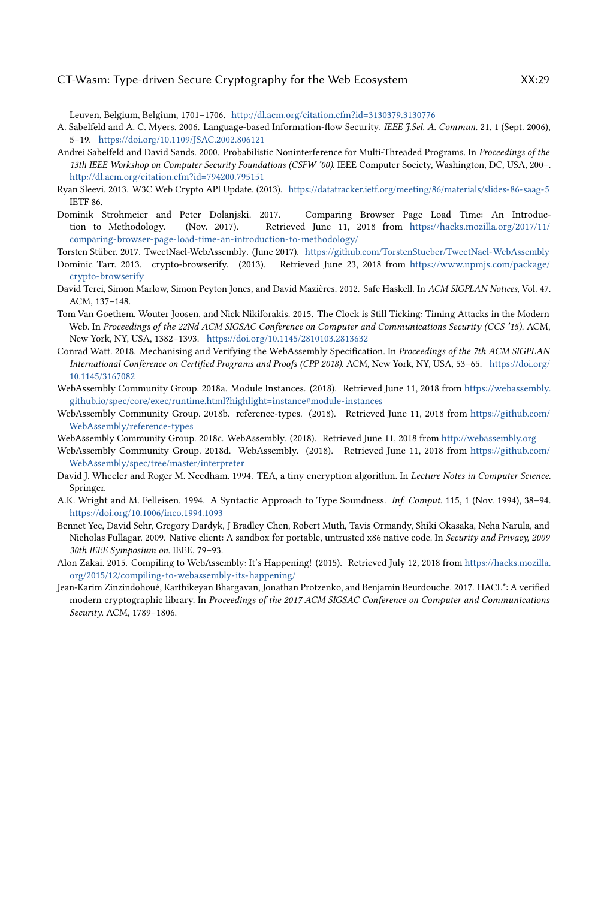Leuven, Belgium, Belgium, 1701–1706. http://dl.acm.org/citation.cfm?id=3130379.3130776

A. Sabelfeld and A. C. Myers. 2006. Language-based Information-flow Security. *IEEE J.Sel. A. Commun.* 21, 1 (Sept. 2006), 5–19. https://doi.org/10.1109/JSAC.2002.806121

Andrei Sabelfeld and David Sands. 2000. Probabilistic Noninterference for Multi-Threaded Programs. In *Proceedings of the 13th IEEE Workshop on Computer Security Foundations (CSFW '00)*. IEEE Computer Society, Washington, DC, USA, 200–. http://dl.acm.org/citation.cfm?id=794200.795151

Ryan Sleevi. 2013. W3C Web Crypto API Update. (2013). https://datatracker.ietf.org/meeting/86/materials/slides-86-saag-5 IETF 86.

Dominik Strohmeier and Peter Dolanjski. 2017. Comparing Browser Page Load Time: An Introduction to Methodology. (Nov. 2017). Retrieved June 11, 2018 from https://hacks.mozilla.org/2017/11/comparing-browser-page-load-time-an-introduction-to-methodology/

Torsten Stüber. 2017. TweetNacl-WebAssembly. (June 2017). https://github.com/TorstenStueber/TweetNacl-WebAssembly

Dominic Tarr. 2013. crypto-browserify. (2013). Retrieved June 23, 2018 from https://www.npmjs.com/package/crypto-browserify

David Terei, Simon Marlow, Simon Peyton Jones, and David Mazières. 2012. Safe Haskell. In *ACM SIGPLAN Notices*, Vol. 47. ACM, 137–148.

Tom Van Goethem, Wouter Joosen, and Nick Nikiforakis. 2015. The Clock is Still Ticking: Timing Attacks in the Modern Web. In *Proceedings of the 22Nd ACM SIGSAC Conference on Computer and Communications Security (CCS '15)*. ACM, New York, NY, USA, 1382–1393. https://doi.org/10.1145/2810103.2813632

Conrad Watt. 2018. Mechanising and Verifying the WebAssembly Specification. In *Proceedings of the 7th ACM SIGPLAN International Conference on Certified Programs and Proofs (CPP 2018)*. ACM, New York, NY, USA, 53–65. https://doi.org/10.1145/3167082

WebAssembly Community Group. 2018a. Module Instances. (2018). Retrieved June 11, 2018 from https://webassembly.github.io/spec/core/exec/runtime.html?highlight=instance#module-instances

WebAssembly Community Group. 2018b. reference-types. (2018). Retrieved June 11, 2018 from https://github.com/WebAssembly/reference-types

WebAssembly Community Group. 2018c. WebAssembly. (2018). Retrieved June 11, 2018 from http://webassembly.org

WebAssembly Community Group. 2018d. WebAssembly. (2018). Retrieved June 11, 2018 from https://github.com/WebAssembly/spec/tree/master/interpreter

David J. Wheeler and Roger M. Needham. 1994. TEA, a tiny encryption algorithm. In *Lecture Notes in Computer Science*. Springer.

A.K. Wright and M. Felleisen. 1994. A Syntactic Approach to Type Soundness. *Inf. Comput.* 115, 1 (Nov. 1994), 38–94. https://doi.org/10.1006/inco.1994.1093

Bennet Yee, David Sehr, Gregory Dardyk, J Bradley Chen, Robert Muth, Tavis Ormandy, Shiki Okasaka, Neha Narula, and Nicholas Fullagar. 2009. Native client: A sandbox for portable, untrusted x86 native code. In *Security and Privacy, 2009 30th IEEE Symposium on*. IEEE, 79–93.

Alon Zakai. 2015. Compiling to WebAssembly: It's Happening! (2015). Retrieved July 12, 2018 from https://hacks.mozilla.org/2015/12/compiling-to-webassembly-its-happening/

Jean-Karim Zinzindohoué, Karthikeyan Bhargavan, Jonathan Protzenko, and Benjamin Beurdouche. 2017. HACL*: A verified modern cryptographic library. In *Proceedings of the 2017 ACM SIGSAC Conference on Computer and Communications Security*. ACM, 1789–1806.